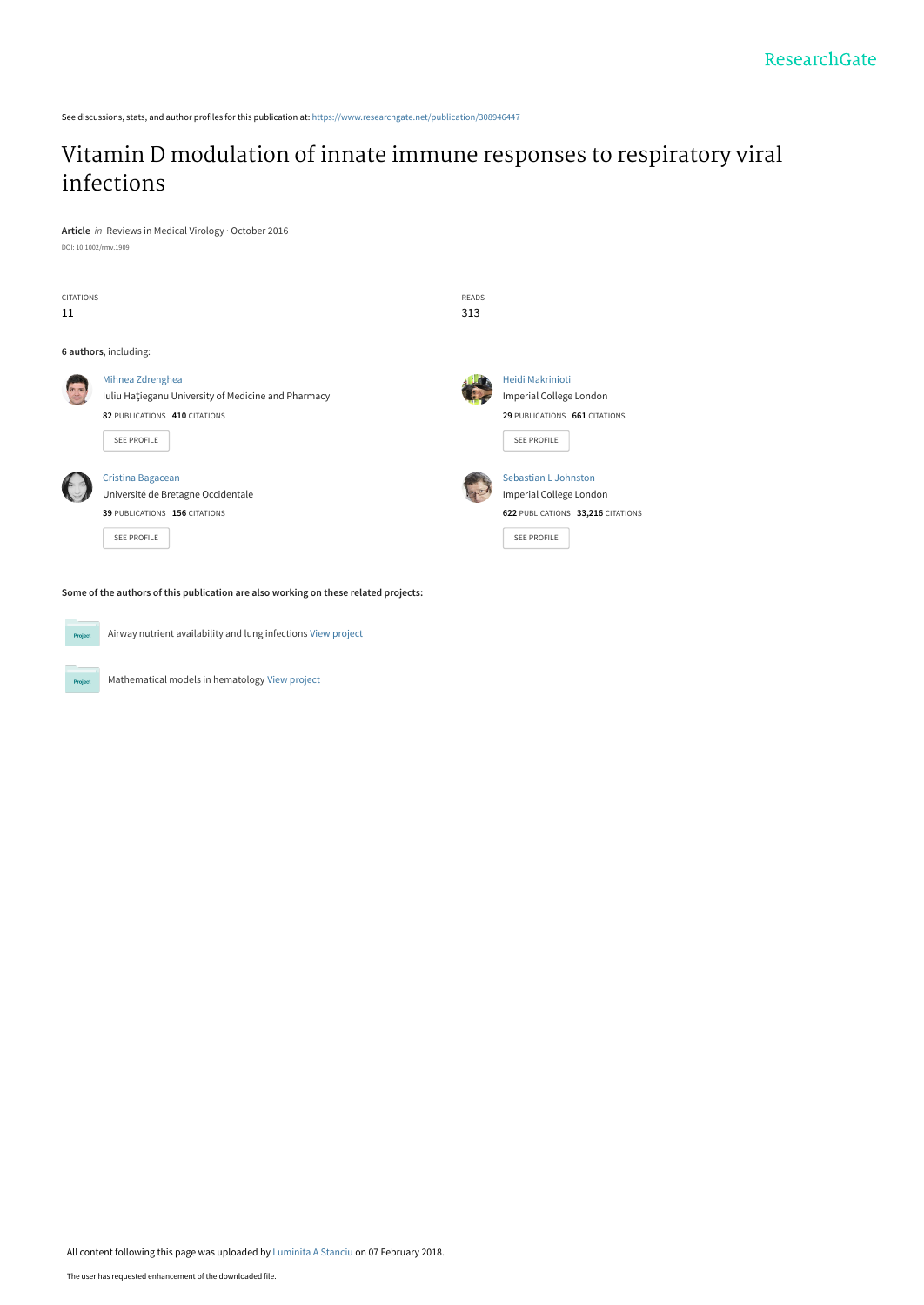See discussions, stats, and author profiles for this publication at: https://www.researchgate.net/publication/308946447

# Vitamin D modulation of innate immune responses to respiratory viral infections

**Article** *in* Reviews in Medical Virology · October 2016

DOI: 10.1002/rmv.1909

| CITATIONS | READS |
|---|---|
| 11 | 313 |

**6 authors**, including:

**Mihnea Zdrenghea**
Iuliu Haţieganu University of Medicine and Pharmacy
82 PUBLICATIONS 410 CITATIONS
SEE PROFILE

**Heidi Makrinioti**
Imperial College London
29 PUBLICATIONS 661 CITATIONS
SEE PROFILE

**Cristina Bagacean**
Université de Bretagne Occidentale
39 PUBLICATIONS 156 CITATIONS
SEE PROFILE

**Sebastian L Johnston**
Imperial College London
622 PUBLICATIONS 33,216 CITATIONS
SEE PROFILE

**Some of the authors of this publication are also working on these related projects:**

Project: Airway nutrient availability and lung infections View project

Project: Mathematical models in hematology View project

All content following this page was uploaded by Luminita A Stanciu on 07 February 2018.

The user has requested enhancement of the downloaded file.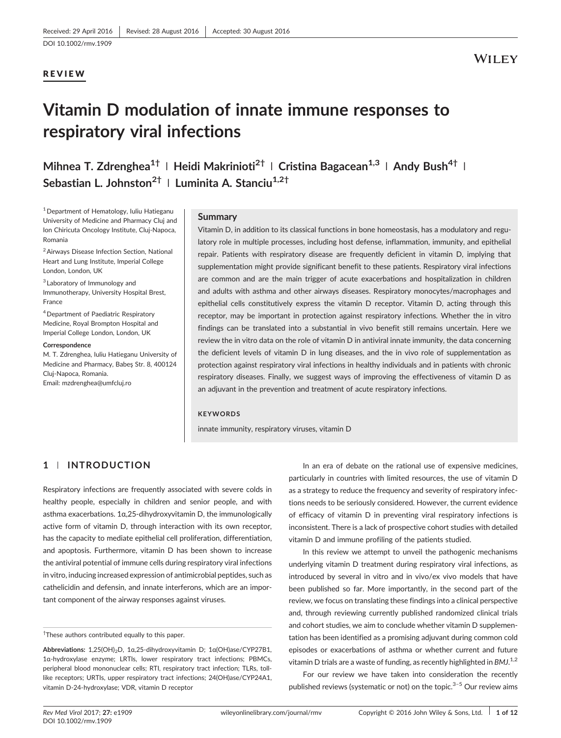Received: 29 April 2016 | Revised: 28 August 2016 | Accepted: 30 August 2016

DOI 10.1002/rmv.1909

**REVIEW**

# Vitamin D modulation of innate immune responses to respiratory viral infections

**Mihnea T. Zdrenghea**[1†] | **Heidi Makrinioti**[2†] | **Cristina Bagacean**[1,3] | **Andy Bush**[4†] | **Sebastian L. Johnston**[2†] | **Luminita A. Stanciu**[1,2†]

[1] Department of Hematology, Iuliu Hatieganu University of Medicine and Pharmacy Cluj and Ion Chiricuta Oncology Institute, Cluj-Napoca, Romania

[2] Airways Disease Infection Section, National Heart and Lung Institute, Imperial College London, London, UK

[3] Laboratory of Immunology and Immunotherapy, University Hospital Brest, France

[4] Department of Paediatric Respiratory Medicine, Royal Brompton Hospital and Imperial College London, London, UK

**Correspondence**

M. T. Zdrenghea, Iuliu Hatieganu University of Medicine and Pharmacy, Babeş Str. 8, 400124 Cluj-Napoca, Romania.
Email: mzdrenghea@umfcluj.ro

## Summary

Vitamin D, in addition to its classical functions in bone homeostasis, has a modulatory and regulatory role in multiple processes, including host defense, inflammation, immunity, and epithelial repair. Patients with respiratory disease are frequently deficient in vitamin D, implying that supplementation might provide significant benefit to these patients. Respiratory viral infections are common and are the main trigger of acute exacerbations and hospitalization in children and adults with asthma and other airways diseases. Respiratory monocytes/macrophages and epithelial cells constitutively express the vitamin D receptor. Vitamin D, acting through this receptor, may be important in protection against respiratory infections. Whether the in vitro findings can be translated into a substantial in vivo benefit still remains uncertain. Here we review the in vitro data on the role of vitamin D in antiviral innate immunity, the data concerning the deficient levels of vitamin D in lung diseases, and the in vivo role of supplementation as protection against respiratory viral infections in healthy individuals and in patients with chronic respiratory diseases. Finally, we suggest ways of improving the effectiveness of vitamin D as an adjuvant in the prevention and treatment of acute respiratory infections.

**KEYWORDS**

innate immunity, respiratory viruses, vitamin D

## 1 | INTRODUCTION

Respiratory infections are frequently associated with severe colds in healthy people, especially in children and senior people, and with asthma exacerbations. 1α,25-dihydroxyvitamin D, the immunologically active form of vitamin D, through interaction with its own receptor, has the capacity to mediate epithelial cell proliferation, differentiation, and apoptosis. Furthermore, vitamin D has been shown to increase the antiviral potential of immune cells during respiratory viral infections in vitro, inducing increased expression of antimicrobial peptides, such as cathelicidin and defensin, and innate interferons, which are an important component of the airway responses against viruses.

In an era of debate on the rational use of expensive medicines, particularly in countries with limited resources, the use of vitamin D as a strategy to reduce the frequency and severity of respiratory infections needs to be seriously considered. However, the current evidence of efficacy of vitamin D in preventing viral respiratory infections is inconsistent. There is a lack of prospective cohort studies with detailed vitamin D and immune profiling of the patients studied.

In this review we attempt to unveil the pathogenic mechanisms underlying vitamin D treatment during respiratory viral infections, as introduced by several in vitro and in vivo/ex vivo models that have been published so far. More importantly, in the second part of the review, we focus on translating these findings into a clinical perspective and, through reviewing currently published randomized clinical trials and cohort studies, we aim to conclude whether vitamin D supplementation has been identified as a promising adjuvant during common cold episodes or exacerbations of asthma or whether current and future vitamin D trials are a waste of funding, as recently highlighted in *BMJ*.[1,2]

For our review we have taken into consideration the recently published reviews (systematic or not) on the topic.[3–5] Our review aims

†These authors contributed equally to this paper.

**Abbreviations:** $1,25(OH)_2D$, 1α,25-dihydroxyvitamin D; 1α(OH)ase/CYP27B1, 1α-hydroxylase enzyme; LRTIs, lower respiratory tract infections; PBMCs, peripheral blood mononuclear cells; RTI, respiratory tract infection; TLRs, toll-like receptors; URTIs, upper respiratory tract infections; 24(OH)ase/CYP24A1, vitamin D-24-hydroxylase; VDR, vitamin D receptor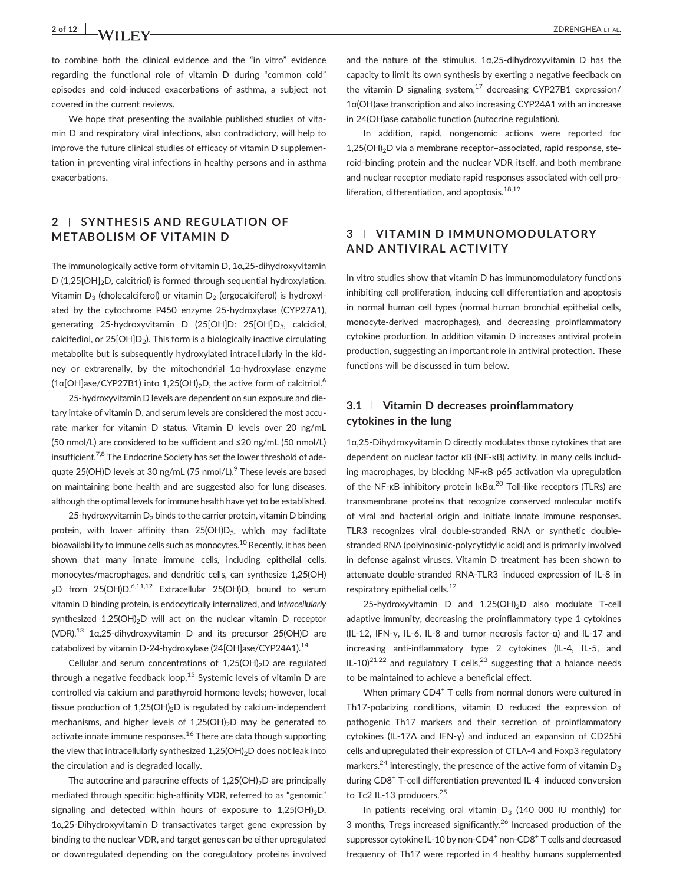to combine both the clinical evidence and the "in vitro" evidence regarding the functional role of vitamin D during "common cold" episodes and cold-induced exacerbations of asthma, a subject not covered in the current reviews.

We hope that presenting the available published studies of vitamin D and respiratory viral infections, also contradictory, will help to improve the future clinical studies of efficacy of vitamin D supplementation in preventing viral infections in healthy persons and in asthma exacerbations.

## 2 | SYNTHESIS AND REGULATION OF METABOLISM OF VITAMIN D

The immunologically active form of vitamin D, 1α,25-dihydroxyvitamin D (1,25[OH]$_2$D, calcitriol) is formed through sequential hydroxylation. Vitamin $D_3$ (cholecalciferol) or vitamin $D_2$ (ergocalciferol) is hydroxylated by the cytochrome P450 enzyme 25-hydroxylase (CYP27A1), generating 25-hydroxyvitamin D (25[OH]D: 25[OH]$D_3$, calcidiol, calcifediol, or 25[OH]$D_2$). This form is a biologically inactive circulating metabolite but is subsequently hydroxylated intracellularly in the kidney or extrarenally, by the mitochondrial 1α-hydroxylase enzyme (1α[OH]ase/CYP27B1) into 1,25(OH)$_2$D, the active form of calcitriol.[6]

25-hydroxyvitamin D levels are dependent on sun exposure and dietary intake of vitamin D, and serum levels are considered the most accurate marker for vitamin D status. Vitamin D levels over 20 ng/mL (50 nmol/L) are considered to be sufficient and ≤20 ng/mL (50 nmol/L) insufficient.[7,8] The Endocrine Society has set the lower threshold of adequate 25(OH)D levels at 30 ng/mL (75 nmol/L).[9] These levels are based on maintaining bone health and are suggested also for lung diseases, although the optimal levels for immune health have yet to be established.

25-hydroxyvitamin $D_2$ binds to the carrier protein, vitamin D binding protein, with lower affinity than 25(OH)$D_3$, which may facilitate bioavailability to immune cells such as monocytes.[10] Recently, it has been shown that many innate immune cells, including epithelial cells, monocytes/macrophages, and dendritic cells, can synthesize 1,25(OH)$_2$D from 25(OH)D.[6,11,12] Extracellular 25(OH)D, bound to serum vitamin D binding protein, is endocytically internalized, and *intracellularly* synthesized 1,25(OH)$_2$D will act on the nuclear vitamin D receptor (VDR).[13] 1α,25-dihydroxyvitamin D and its precursor 25(OH)D are catabolized by vitamin D-24-hydroxylase (24[OH]ase/CYP24A1).[14]

Cellular and serum concentrations of 1,25(OH)$_2$D are regulated through a negative feedback loop.[15] Systemic levels of vitamin D are controlled via calcium and parathyroid hormone levels; however, local tissue production of 1,25(OH)$_2$D is regulated by calcium-independent mechanisms, and higher levels of 1,25(OH)$_2$D may be generated to activate innate immune responses.[16] There are data though supporting the view that intracellularly synthesized 1,25(OH)$_2$D does not leak into the circulation and is degraded locally.

The autocrine and paracrine effects of 1,25(OH)$_2$D are principally mediated through specific high-affinity VDR, referred to as "genomic" signaling and detected within hours of exposure to 1,25(OH)$_2$D. 1α,25-Dihydroxyvitamin D transactivates target gene expression by binding to the nuclear VDR, and target genes can be either upregulated or downregulated depending on the coregulatory proteins involved and the nature of the stimulus. 1α,25-dihydroxyvitamin D has the capacity to limit its own synthesis by exerting a negative feedback on the vitamin D signaling system,[17] decreasing CYP27B1 expression/1α(OH)ase transcription and also increasing CYP24A1 with an increase in 24(OH)ase catabolic function (autocrine regulation).

In addition, rapid, nongenomic actions were reported for 1,25(OH)$_2$D via a membrane receptor–associated, rapid response, steroid-binding protein and the nuclear VDR itself, and both membrane and nuclear receptor mediate rapid responses associated with cell proliferation, differentiation, and apoptosis.[18,19]

## 3 | VITAMIN D IMMUNOMODULATORY AND ANTIVIRAL ACTIVITY

In vitro studies show that vitamin D has immunomodulatory functions inhibiting cell proliferation, inducing cell differentiation and apoptosis in normal human cell types (normal human bronchial epithelial cells, monocyte-derived macrophages), and decreasing proinflammatory cytokine production. In addition vitamin D increases antiviral protein production, suggesting an important role in antiviral protection. These functions will be discussed in turn below.

### 3.1 | Vitamin D decreases proinflammatory cytokines in the lung

1α,25-Dihydroxyvitamin D directly modulates those cytokines that are dependent on nuclear factor κB (NF-κB) activity, in many cells including macrophages, by blocking NF-κB p65 activation via upregulation of the NF-κB inhibitory protein IκBα.[20] Toll-like receptors (TLRs) are transmembrane proteins that recognize conserved molecular motifs of viral and bacterial origin and initiate innate immune responses. TLR3 recognizes viral double-stranded RNA or synthetic double-stranded RNA (polyinosinic-polycytidylic acid) and is primarily involved in defense against viruses. Vitamin D treatment has been shown to attenuate double-stranded RNA-TLR3–induced expression of IL-8 in respiratory epithelial cells.[12]

25-hydroxyvitamin D and 1,25(OH)$_2$D also modulate T-cell adaptive immunity, decreasing the proinflammatory type 1 cytokines (IL-12, IFN-γ, IL-6, IL-8 and tumor necrosis factor-α) and IL-17 and increasing anti-inflammatory type 2 cytokines (IL-4, IL-5, and IL-10)[21,22] and regulatory T cells,[23] suggesting that a balance needs to be maintained to achieve a beneficial effect.

When primary CD4$^+$ T cells from normal donors were cultured in Th17-polarizing conditions, vitamin D reduced the expression of pathogenic Th17 markers and their secretion of proinflammatory cytokines (IL-17A and IFN-γ) and induced an expansion of CD25hi cells and upregulated their expression of CTLA-4 and Foxp3 regulatory markers.[24] Interestingly, the presence of the active form of vitamin $D_3$ during CD8$^+$ T-cell differentiation prevented IL-4–induced conversion to Tc2 IL-13 producers.[25]

In patients receiving oral vitamin $D_3$ (140 000 IU monthly) for 3 months, Tregs increased significantly.[26] Increased production of the suppressor cytokine IL-10 by non-CD4$^+$ non-CD8$^+$ T cells and decreased frequency of Th17 were reported in 4 healthy humans supplemented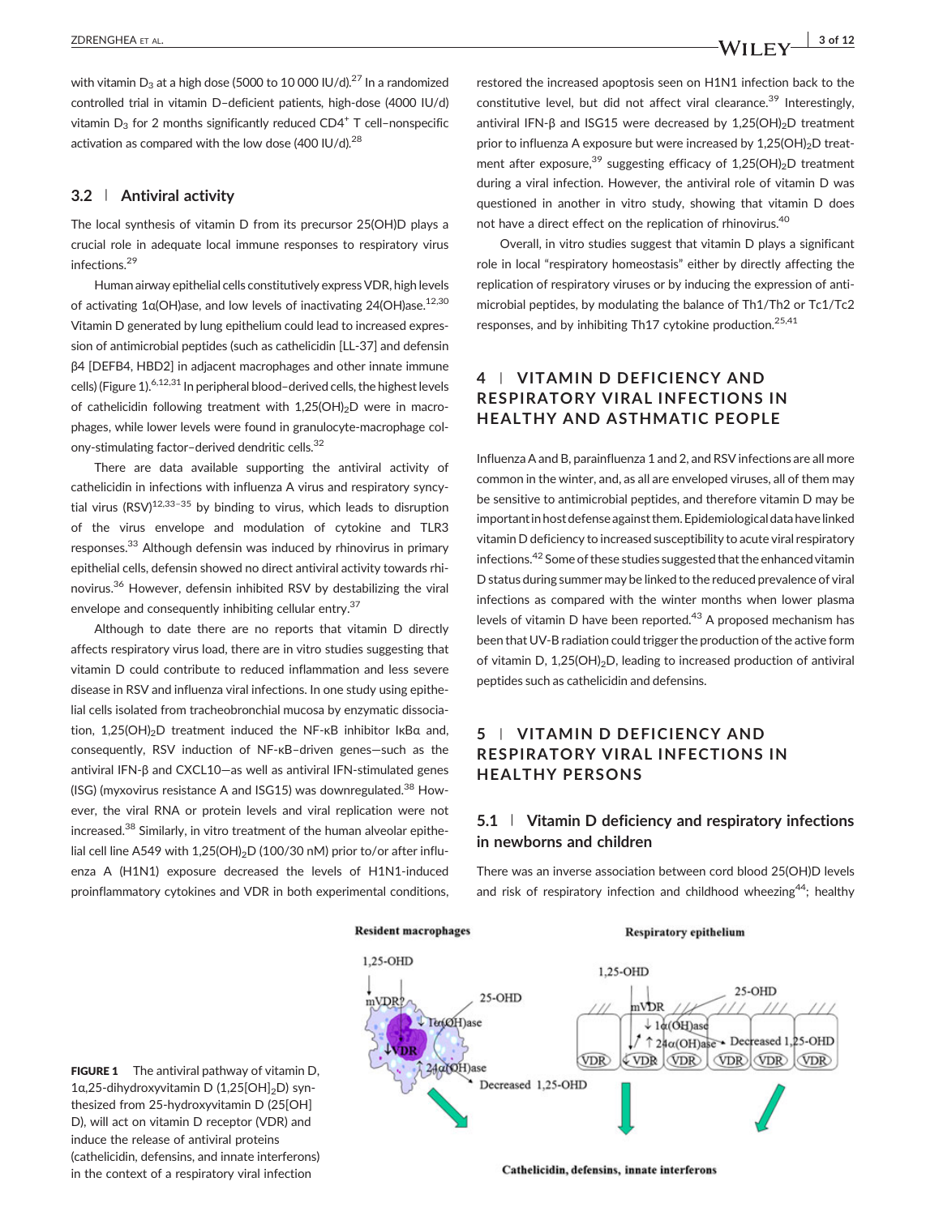with vitamin $D_3$ at a high dose (5000 to 10 000 IU/d).[27] In a randomized controlled trial in vitamin D–deficient patients, high-dose (4000 IU/d) vitamin $D_3$ for 2 months significantly reduced $CD4^+$ T cell–nonspecific activation as compared with the low dose (400 IU/d).[28]

### 3.2 | Antiviral activity

The local synthesis of vitamin D from its precursor 25(OH)D plays a crucial role in adequate local immune responses to respiratory virus infections.[29]

Human airway epithelial cells constitutively express VDR, high levels of activating 1α(OH)ase, and low levels of inactivating 24(OH)ase.[12,30] Vitamin D generated by lung epithelium could lead to increased expression of antimicrobial peptides (such as cathelicidin [LL-37] and defensin β4 [DEFB4, HBD2] in adjacent macrophages and other innate immune cells) (Figure 1).[6,12,31] In peripheral blood–derived cells, the highest levels of cathelicidin following treatment with $1,25(OH)_2D$ were in macrophages, while lower levels were found in granulocyte-macrophage colony-stimulating factor–derived dendritic cells.[32]

There are data available supporting the antiviral activity of cathelicidin in infections with influenza A virus and respiratory syncytial virus (RSV)[12,33–35] by binding to virus, which leads to disruption of the virus envelope and modulation of cytokine and TLR3 responses.[33] Although defensin was induced by rhinovirus in primary epithelial cells, defensin showed no direct antiviral activity towards rhinovirus.[36] However, defensin inhibited RSV by destabilizing the viral envelope and consequently inhibiting cellular entry.[37]

Although to date there are no reports that vitamin D directly affects respiratory virus load, there are in vitro studies suggesting that vitamin D could contribute to reduced inflammation and less severe disease in RSV and influenza viral infections. In one study using epithelial cells isolated from tracheobronchial mucosa by enzymatic dissociation, $1,25(OH)_2D$ treatment induced the NF-κB inhibitor IκBα and, consequently, RSV induction of NF-κB–driven genes—such as the antiviral IFN-β and CXCL10—as well as antiviral IFN-stimulated genes (ISG) (myxovirus resistance A and ISG15) was downregulated.[38] However, the viral RNA or protein levels and viral replication were not increased.[38] Similarly, in vitro treatment of the human alveolar epithelial cell line A549 with $1,25(OH)_2D$ (100/30 nM) prior to/or after influenza A (H1N1) exposure decreased the levels of H1N1-induced proinflammatory cytokines and VDR in both experimental conditions, restored the increased apoptosis seen on H1N1 infection back to the constitutive level, but did not affect viral clearance.[39] Interestingly, antiviral IFN-β and ISG15 were decreased by $1,25(OH)_2D$ treatment prior to influenza A exposure but were increased by $1,25(OH)_2D$ treatment after exposure,[39] suggesting efficacy of $1,25(OH)_2D$ treatment during a viral infection. However, the antiviral role of vitamin D was questioned in another in vitro study, showing that vitamin D does not have a direct effect on the replication of rhinovirus.[40]

Overall, in vitro studies suggest that vitamin D plays a significant role in local "respiratory homeostasis" either by directly affecting the replication of respiratory viruses or by inducing the expression of antimicrobial peptides, by modulating the balance of Th1/Th2 or Tc1/Tc2 responses, and by inhibiting Th17 cytokine production.[25,41]

## 4 | VITAMIN D DEFICIENCY AND RESPIRATORY VIRAL INFECTIONS IN HEALTHY AND ASTHMATIC PEOPLE

Influenza A and B, parainfluenza 1 and 2, and RSV infections are all more common in the winter, and, as all are enveloped viruses, all of them may be sensitive to antimicrobial peptides, and therefore vitamin D may be important in host defense against them. Epidemiological data have linked vitamin D deficiency to increased susceptibility to acute viral respiratory infections.[42] Some of these studies suggested that the enhanced vitamin D status during summer may be linked to the reduced prevalence of viral infections as compared with the winter months when lower plasma levels of vitamin D have been reported.[43] A proposed mechanism has been that UV-B radiation could trigger the production of the active form of vitamin D, $1,25(OH)_2D$, leading to increased production of antiviral peptides such as cathelicidin and defensins.

## 5 | VITAMIN D DEFICIENCY AND RESPIRATORY VIRAL INFECTIONS IN HEALTHY PERSONS

### 5.1 | Vitamin D deficiency and respiratory infections in newborns and children

There was an inverse association between cord blood 25(OH)D levels and risk of respiratory infection and childhood wheezing[44]; healthy

**FIGURE 1** The antiviral pathway of vitamin D, 1α,25-dihydroxyvitamin D ($1,25[OH]_2D$) synthesized from 25-hydroxyvitamin D (25[OH]D), will act on vitamin D receptor (VDR) and induce the release of antiviral proteins (cathelicidin, defensins, and innate interferons) in the context of a respiratory viral infection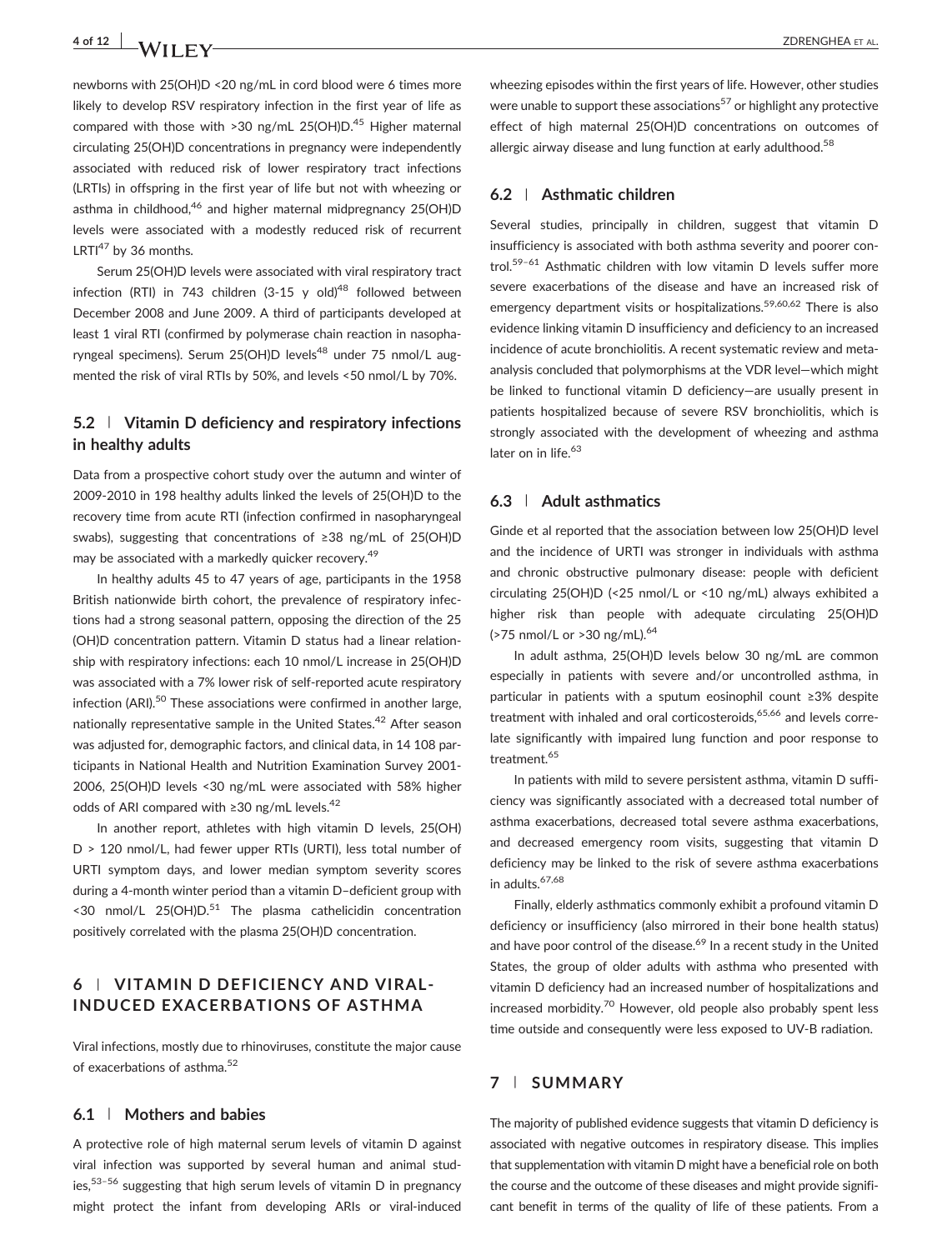newborns with 25(OH)D <20 ng/mL in cord blood were 6 times more likely to develop RSV respiratory infection in the first year of life as compared with those with >30 ng/mL 25(OH)D.[45] Higher maternal circulating 25(OH)D concentrations in pregnancy were independently associated with reduced risk of lower respiratory tract infections (LRTIs) in offspring in the first year of life but not with wheezing or asthma in childhood,[46] and higher maternal midpregnancy 25(OH)D levels were associated with a modestly reduced risk of recurrent LRTI[47] by 36 months.

Serum 25(OH)D levels were associated with viral respiratory tract infection (RTI) in 743 children (3-15 y old)[48] followed between December 2008 and June 2009. A third of participants developed at least 1 viral RTI (confirmed by polymerase chain reaction in nasopharyngeal specimens). Serum 25(OH)D levels[48] under 75 nmol/L augmented the risk of viral RTIs by 50%, and levels <50 nmol/L by 70%.

### 5.2 | Vitamin D deficiency and respiratory infections in healthy adults

Data from a prospective cohort study over the autumn and winter of 2009-2010 in 198 healthy adults linked the levels of 25(OH)D to the recovery time from acute RTI (infection confirmed in nasopharyngeal swabs), suggesting that concentrations of ≥38 ng/mL of 25(OH)D may be associated with a markedly quicker recovery.[49]

In healthy adults 45 to 47 years of age, participants in the 1958 British nationwide birth cohort, the prevalence of respiratory infections had a strong seasonal pattern, opposing the direction of the 25 (OH)D concentration pattern. Vitamin D status had a linear relationship with respiratory infections: each 10 nmol/L increase in 25(OH)D was associated with a 7% lower risk of self-reported acute respiratory infection (ARI).[50] These associations were confirmed in another large, nationally representative sample in the United States.[42] After season was adjusted for, demographic factors, and clinical data, in 14 108 participants in National Health and Nutrition Examination Survey 2001-2006, 25(OH)D levels <30 ng/mL were associated with 58% higher odds of ARI compared with ≥30 ng/mL levels.[42]

In another report, athletes with high vitamin D levels, 25(OH) D > 120 nmol/L, had fewer upper RTIs (URTI), less total number of URTI symptom days, and lower median symptom severity scores during a 4-month winter period than a vitamin D–deficient group with <30 nmol/L 25(OH)D.[51] The plasma cathelicidin concentration positively correlated with the plasma 25(OH)D concentration.

## 6 | VITAMIN D DEFICIENCY AND VIRAL-INDUCED EXACERBATIONS OF ASTHMA

Viral infections, mostly due to rhinoviruses, constitute the major cause of exacerbations of asthma.[52]

### 6.1 | Mothers and babies

A protective role of high maternal serum levels of vitamin D against viral infection was supported by several human and animal studies,[53–56] suggesting that high serum levels of vitamin D in pregnancy might protect the infant from developing ARIs or viral-induced wheezing episodes within the first years of life. However, other studies were unable to support these associations[57] or highlight any protective effect of high maternal 25(OH)D concentrations on outcomes of allergic airway disease and lung function at early adulthood.[58]

### 6.2 | Asthmatic children

Several studies, principally in children, suggest that vitamin D insufficiency is associated with both asthma severity and poorer control.[59–61] Asthmatic children with low vitamin D levels suffer more severe exacerbations of the disease and have an increased risk of emergency department visits or hospitalizations.[59,60,62] There is also evidence linking vitamin D insufficiency and deficiency to an increased incidence of acute bronchiolitis. A recent systematic review and meta-analysis concluded that polymorphisms at the VDR level—which might be linked to functional vitamin D deficiency—are usually present in patients hospitalized because of severe RSV bronchiolitis, which is strongly associated with the development of wheezing and asthma later on in life.[63]

### 6.3 | Adult asthmatics

Ginde et al reported that the association between low 25(OH)D level and the incidence of URTI was stronger in individuals with asthma and chronic obstructive pulmonary disease: people with deficient circulating 25(OH)D (<25 nmol/L or <10 ng/mL) always exhibited a higher risk than people with adequate circulating 25(OH)D (>75 nmol/L or >30 ng/mL).[64]

In adult asthma, 25(OH)D levels below 30 ng/mL are common especially in patients with severe and/or uncontrolled asthma, in particular in patients with a sputum eosinophil count ≥3% despite treatment with inhaled and oral corticosteroids,[65,66] and levels correlate significantly with impaired lung function and poor response to treatment.[65]

In patients with mild to severe persistent asthma, vitamin D sufficiency was significantly associated with a decreased total number of asthma exacerbations, decreased total severe asthma exacerbations, and decreased emergency room visits, suggesting that vitamin D deficiency may be linked to the risk of severe asthma exacerbations in adults.[67,68]

Finally, elderly asthmatics commonly exhibit a profound vitamin D deficiency or insufficiency (also mirrored in their bone health status) and have poor control of the disease.[69] In a recent study in the United States, the group of older adults with asthma who presented with vitamin D deficiency had an increased number of hospitalizations and increased morbidity.[70] However, old people also probably spent less time outside and consequently were less exposed to UV-B radiation.

## 7 | SUMMARY

The majority of published evidence suggests that vitamin D deficiency is associated with negative outcomes in respiratory disease. This implies that supplementation with vitamin D might have a beneficial role on both the course and the outcome of these diseases and might provide significant benefit in terms of the quality of life of these patients. From a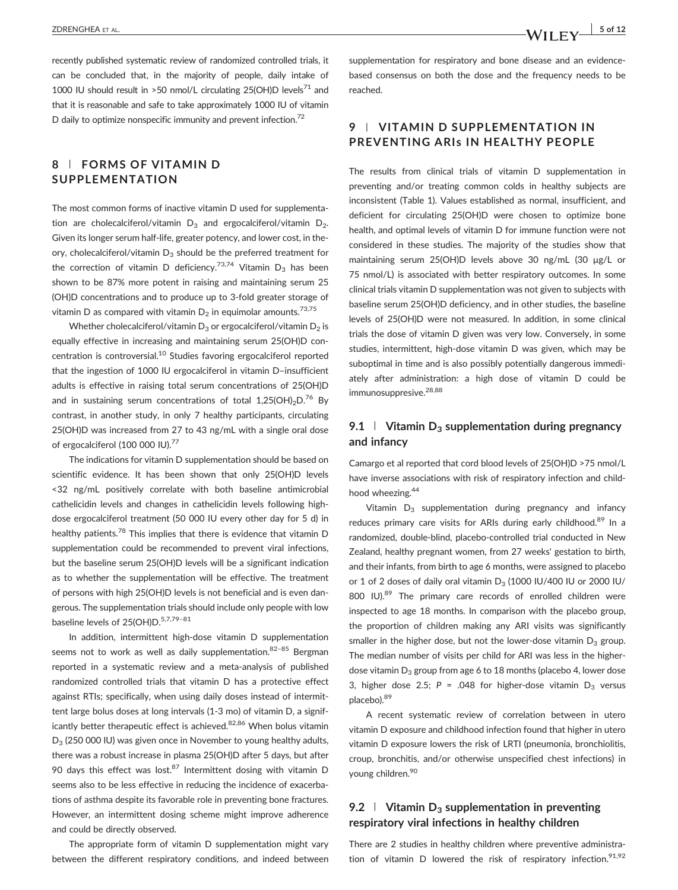recently published systematic review of randomized controlled trials, it can be concluded that, in the majority of people, daily intake of 1000 IU should result in >50 nmol/L circulating 25(OH)D levels[71] and that it is reasonable and safe to take approximately 1000 IU of vitamin D daily to optimize nonspecific immunity and prevent infection.[72]

## 8 | FORMS OF VITAMIN D SUPPLEMENTATION

The most common forms of inactive vitamin D used for supplementation are cholecalciferol/vitamin $D_3$ and ergocalciferol/vitamin $D_2$. Given its longer serum half-life, greater potency, and lower cost, in theory, cholecalciferol/vitamin $D_3$ should be the preferred treatment for the correction of vitamin D deficiency.[73,74] Vitamin $D_3$ has been shown to be 87% more potent in raising and maintaining serum 25(OH)D concentrations and to produce up to 3-fold greater storage of vitamin D as compared with vitamin $D_2$ in equimolar amounts.[73,75]

Whether cholecalciferol/vitamin $D_3$ or ergocalciferol/vitamin $D_2$ is equally effective in increasing and maintaining serum 25(OH)D concentration is controversial.[10] Studies favoring ergocalciferol reported that the ingestion of 1000 IU ergocalciferol in vitamin D–insufficient adults is effective in raising total serum concentrations of 25(OH)D and in sustaining serum concentrations of total $1,25(OH)_2D$.[76] By contrast, in another study, in only 7 healthy participants, circulating 25(OH)D was increased from 27 to 43 ng/mL with a single oral dose of ergocalciferol (100 000 IU).[77]

The indications for vitamin D supplementation should be based on scientific evidence. It has been shown that only 25(OH)D levels <32 ng/mL positively correlate with both baseline antimicrobial cathelicidin levels and changes in cathelicidin levels following high-dose ergocalciferol treatment (50 000 IU every other day for 5 d) in healthy patients.[78] This implies that there is evidence that vitamin D supplementation could be recommended to prevent viral infections, but the baseline serum 25(OH)D levels will be a significant indication as to whether the supplementation will be effective. The treatment of persons with high 25(OH)D levels is not beneficial and is even dangerous. The supplementation trials should include only people with low baseline levels of 25(OH)D.[5,7,79–81]

In addition, intermittent high-dose vitamin D supplementation seems not to work as well as daily supplementation.[82–85] Bergman reported in a systematic review and a meta-analysis of published randomized controlled trials that vitamin D has a protective effect against RTIs; specifically, when using daily doses instead of intermittent large bolus doses at long intervals (1-3 mo) of vitamin D, a significantly better therapeutic effect is achieved.[82,86] When bolus vitamin $D_3$ (250 000 IU) was given once in November to young healthy adults, there was a robust increase in plasma 25(OH)D after 5 days, but after 90 days this effect was lost.[87] Intermittent dosing with vitamin D seems also to be less effective in reducing the incidence of exacerbations of asthma despite its favorable role in preventing bone fractures. However, an intermittent dosing scheme might improve adherence and could be directly observed.

The appropriate form of vitamin D supplementation might vary between the different respiratory conditions, and indeed between supplementation for respiratory and bone disease and an evidence-based consensus on both the dose and the frequency needs to be reached.

## 9 | VITAMIN D SUPPLEMENTATION IN PREVENTING ARIs IN HEALTHY PEOPLE

The results from clinical trials of vitamin D supplementation in preventing and/or treating common colds in healthy subjects are inconsistent (Table 1). Values established as normal, insufficient, and deficient for circulating 25(OH)D were chosen to optimize bone health, and optimal levels of vitamin D for immune function were not considered in these studies. The majority of the studies show that maintaining serum 25(OH)D levels above 30 ng/mL (30 μg/L or 75 nmol/L) is associated with better respiratory outcomes. In some clinical trials vitamin D supplementation was not given to subjects with baseline serum 25(OH)D deficiency, and in other studies, the baseline levels of 25(OH)D were not measured. In addition, in some clinical trials the dose of vitamin D given was very low. Conversely, in some studies, intermittent, high-dose vitamin D was given, which may be suboptimal in time and is also possibly potentially dangerous immediately after administration: a high dose of vitamin D could be immunosuppresive.[28,88]

### 9.1 | Vitamin $D_3$ supplementation during pregnancy and infancy

Camargo et al reported that cord blood levels of 25(OH)D >75 nmol/L have inverse associations with risk of respiratory infection and childhood wheezing.[44]

Vitamin $D_3$ supplementation during pregnancy and infancy reduces primary care visits for ARIs during early childhood.[89] In a randomized, double-blind, placebo-controlled trial conducted in New Zealand, healthy pregnant women, from 27 weeks' gestation to birth, and their infants, from birth to age 6 months, were assigned to placebo or 1 of 2 doses of daily oral vitamin $D_3$ (1000 IU/400 IU or 2000 IU/800 IU).[89] The primary care records of enrolled children were inspected to age 18 months. In comparison with the placebo group, the proportion of children making any ARI visits was significantly smaller in the higher dose, but not the lower-dose vitamin $D_3$ group. The median number of visits per child for ARI was less in the higher-dose vitamin $D_3$ group from age 6 to 18 months (placebo 4, lower dose 3, higher dose 2.5; $P$ = .048 for higher-dose vitamin $D_3$ versus placebo).[89]

A recent systematic review of correlation between in utero vitamin D exposure and childhood infection found that higher in utero vitamin D exposure lowers the risk of LRTI (pneumonia, bronchiolitis, croup, bronchitis, and/or otherwise unspecified chest infections) in young children.[90]

### 9.2 | Vitamin $D_3$ supplementation in preventing respiratory viral infections in healthy children

There are 2 studies in healthy children where preventive administration of vitamin D lowered the risk of respiratory infection.[91,92]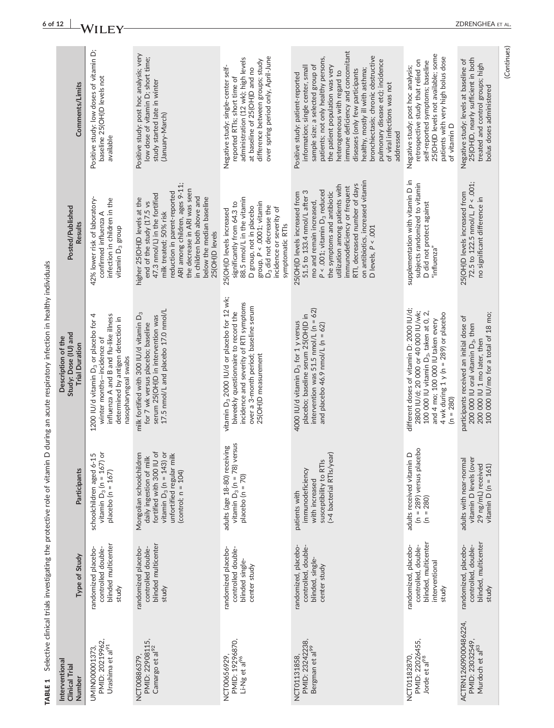**TABLE 1** Selective clinical trials investigating the protective role of vitamin D during an acute respiratory infection in healthy individuals

| Interventional Clinical Trial Number | Type of Study | Participants | Description of the Study: Dose (IU) and Trial Duration | Posted/Published Results | Comments/Limits |
|---|---|---|---|---|---|
| UMIN000001373, PMID: 20219962, Urashima et al[91] | randomized placebo-controlled double-blinded multicenter study | schoolchildren aged 6-15 vitamin $D_3$ (n = 167) or placebo (n = 167) | 1200 IU/d vitamin $D_3$ or placebo for 4 winter months—incidence of influenza A and B and flu-like illness determined by antigen detection in nasopharyngeal swabs | 42% lower risk of laboratory-confirmed influenza A infection in the children in the vitamin $D_3$ group | Positive study; low doses of vitamin D; baseline 25(OH)D levels not available |
| NCT00886379, PMID: 22908115, Camargo et al[92] | randomized placebo-controlled double-blinded multicenter study | Mongolian schoolchildren daily ingestion of milk fortified with 300 IU of vitamin $D_3$ (n = 143) or unfortified regular milk (control; n = 104) | milk fortified with 300 IU/d vitamin $D_3$ for 7 wk versus placebo; baseline serum 25(OH)D in intervention was 17.5 nmol/L and placebo 17.0 nmol/L | higher 25(OH)D levels at the end of the study (17.5 vs 47.3 nmol/L) in the fortified milk treated; 50% risk reduction in parent-reported ARI among children, ages 9-11; the decrease in ARI was seen in children both above and below the median baseline 25(OH)D levels | Positive study; post hoc analysis; very low dose of vitamin D; short time; study started late in winter (January-March) |
| NCT00656929, PMID: 19296870, Li-Ng et al[96] | randomized placebo-controlled double-blinded single-center study | adults (age 18-80) receiving vitamin $D_3$ (n = 78) versus placebo (n = 70) | vitamin $D_3$ 2000 IU/d or placebo for 12 wk; biweekly questionnaire to record the incidence and severity of RTI symptoms over a 3-month period; baseline serum 25(OH)D measurement | 25(OH)D levels increased significantly from 64.3 to 88.5 nmol/L in the vitamin D group, not in placebo group, $P < .0001$; vitamin $D_3$ did not decrease the incidence or severity of symptomatic RTIs | Negative study; single-center self-reported RTIs; short time of administration (12 wk); high levels at baseline of 25(OH)D and no difference between groups; study over spring period only, April-June |
| NCT01131858, PMID: 23242238, Bergman et al[99] | randomized, placebo-controlled, double-blinded, single-center study | patients with immunodeficiency with increased susceptibility to RTIs (>4 bacterial RTIs/year) | 4000 IU/d vitamin $D_3$ for 1 y versus placebo; baseline serum 25(OH)D in intervention was 51.5 nmol/L (n = 62) and placebo 46.9 nmol/L (n = 62) | 25(OH)D levels increased from 51.5 to 133.4 nmol/L after 3 mo and remain increased, $P < .001$; vitamin $D_3$ reduced the symptoms and antibiotic utilization among patients with immunodeficiency or frequent RTI, decreased number of days on antibiotics, increased vitamin D levels, $P < .001$ | Positive study; patient-reported information; single center, small sample size; a selected group of patients; not only healthy persons, the patient population was very heterogeneous with regard to immune deficiency and concomitant diseases (only few participants healthy, mostly ill with asthma; bronchiectasis; chronic obstructive pulmonary disease etc); incidence of viral infections was not addressed |
| NCT01182870, PMID: 22026455, Jorde et al[98] | randomized, placebo-controlled, double-blinded, multicenter interventional study | adults received vitamin D (n = 289) versus placebo (n = 280) | different doses of vitamin D: 2000 IU/d; 2800 IU/d; 20 000 or 40 000 IU/wk; 100 000 IU vitamin $D_3$, taken at 0, 2, and 4 mo; 100 000 IU taken every 4 wk during 1 y (n = 289) or placebo (n = 280) | supplementation with vitamin D in subjects randomized to vitamin D did not protect against "influenza" | Negative study; post hoc analysis; retrospective study that relied on self-reported symptoms; baseline 25(OH)D levels not available; some patients with very high bolus dose of vitamin D |
| ACTRN12609000486224, PMID: 23032549, Murdoch et al[83] | randomized, placebo-controlled, double-blinded, multicenter study | adults with near-normal vitamin D levels (over 29 ng/mL) received vitamin D (n = 161) | participants received an initial dose of 200 000 IU oral vitamin $D_3$, then 200 000 IU 1 mo later, then 100 000 IU/mo for a total of 18 mo; | 25(OH)D levels increased from 72.5 to 122.5 nmol/L, $P < .001$; no significant difference in | Negative study; levels at baseline of 25(OH)D, nearly sufficient in both treated and control groups; high bolus doses administered |

(Continues)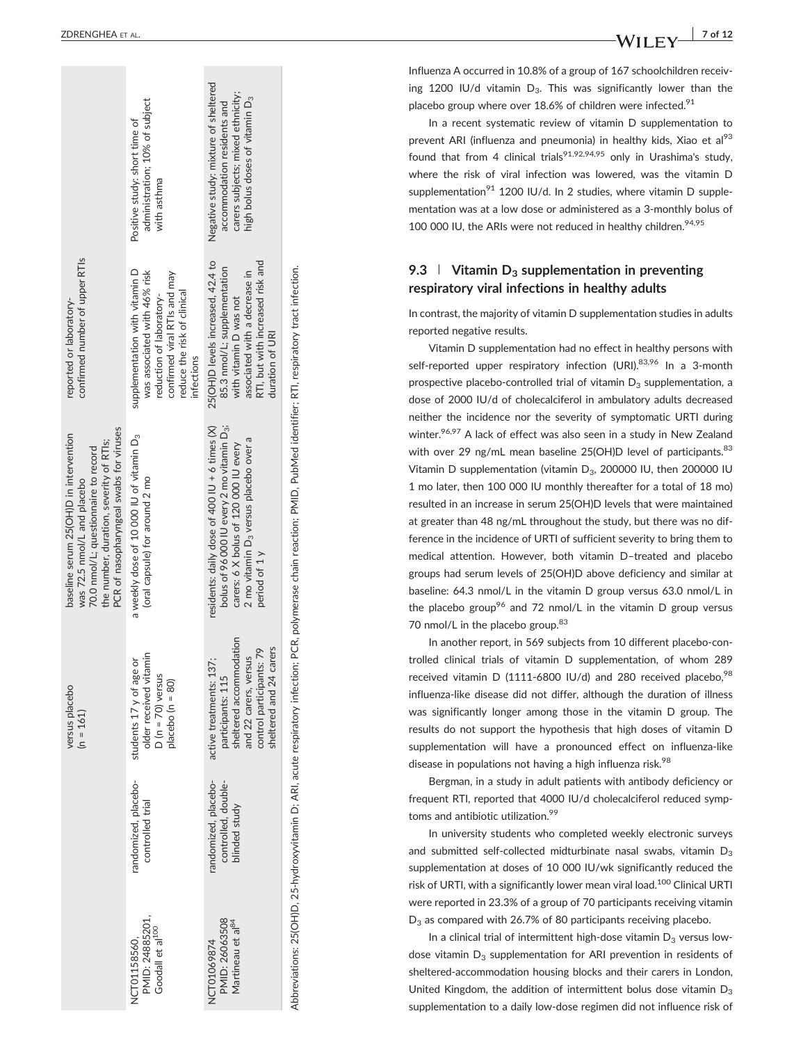| | | versus placebo (n = 161) | baseline serum 25(OH)D in intervention was 72.5 nmol/L and placebo 70.0 nmol/L; questionnaire to record the number, duration, severity of RTIs; PCR of nasopharyngeal swabs for viruses | reported or laboratory-confirmed number of upper RTIs | |
|---|---|---|---|---|---|
| NCT01158560, PMID: 24885201, Goodall et al[100] | randomized, placebo-controlled trial | students 17 y of age or older received vitamin D (n = 70) versus placebo (n = 80) | a weekly dose of 10 000 IU of vitamin $D_3$ (oral capsule) for around 2 mo | supplementation with vitamin D was associated with 46% risk reduction of laboratory-confirmed viral RTIs and may reduce the risk of clinical infections | Positive study; short time of administration; 10% of subject with asthma |
| NCT01069874 PMID: 26063508 Martineau et al[84] | randomized, placebo-controlled, double-blinded study | active treatments: 137; participants: 115 sheltered accommodation and 22 carers, versus control participants: 79 sheltered and 24 carers | residents: daily dose of 400 IU + 6 times (X) bolus of 96 000 IU every 2 mo vitamin $D_3$; carers: 6 X bolus of 120 000 IU every 2 mo vitamin $D_3$ versus placebo over a period of 1 y | 25(OH)D levels increased, 42.4 to 85.3 nmol/L; supplementation with vitamin D was not associated with a decrease in RTI, but with increased risk and duration of URI | Negative study; mixture of sheltered accommodation residents and carers subjects; mixed ethnicity; high bolus doses of vitamin $D_3$ |

Abbreviations: 25(OH)D, 25-hydroxyvitamin D; ARI, acute respiratory infection; PCR, polymerase chain reaction; PMID, PubMed identifier; RTI, respiratory tract infection.

Influenza A occurred in 10.8% of a group of 167 schoolchildren receiving 1200 IU/d vitamin $D_3$. This was significantly lower than the placebo group where over 18.6% of children were infected.[91]

In a recent systematic review of vitamin D supplementation to prevent ARI (influenza and pneumonia) in healthy kids, Xiao et al[93] found that from 4 clinical trials[91,92,94,95] only in Urashima's study, where the risk of viral infection was lowered, was the vitamin D supplementation[91] 1200 IU/d. In 2 studies, where vitamin D supplementation was at a low dose or administered as a 3-monthly bolus of 100 000 IU, the ARIs were not reduced in healthy children.[94,95]

### 9.3 | Vitamin $D_3$ supplementation in preventing respiratory viral infections in healthy adults

In contrast, the majority of vitamin D supplementation studies in adults reported negative results.

Vitamin D supplementation had no effect in healthy persons with self-reported upper respiratory infection (URI).[83,96] In a 3-month prospective placebo-controlled trial of vitamin $D_3$ supplementation, a dose of 2000 IU/d of cholecalciferol in ambulatory adults decreased neither the incidence nor the severity of symptomatic URTI during winter.[96,97] A lack of effect was also seen in a study in New Zealand with over 29 ng/mL mean baseline 25(OH)D level of participants.[83] Vitamin D supplementation (vitamin $D_3$, 200000 IU, then 200000 IU 1 mo later, then 100 000 IU monthly thereafter for a total of 18 mo) resulted in an increase in serum 25(OH)D levels that were maintained at greater than 48 ng/mL throughout the study, but there was no difference in the incidence of URTI of sufficient severity to bring them to medical attention. However, both vitamin D–treated and placebo groups had serum levels of 25(OH)D above deficiency and similar at baseline: 64.3 nmol/L in the vitamin D group versus 63.0 nmol/L in the placebo group[96] and 72 nmol/L in the vitamin D group versus 70 nmol/L in the placebo group.[83]

In another report, in 569 subjects from 10 different placebo-controlled clinical trials of vitamin D supplementation, of whom 289 received vitamin D (1111-6800 IU/d) and 280 received placebo,[98] influenza-like disease did not differ, although the duration of illness was significantly longer among those in the vitamin D group. The results do not support the hypothesis that high doses of vitamin D supplementation will have a pronounced effect on influenza-like disease in populations not having a high influenza risk.[98]

Bergman, in a study in adult patients with antibody deficiency or frequent RTI, reported that 4000 IU/d cholecalciferol reduced symptoms and antibiotic utilization.[99]

In university students who completed weekly electronic surveys and submitted self-collected midturbinate nasal swabs, vitamin $D_3$ supplementation at doses of 10 000 IU/wk significantly reduced the risk of URTI, with a significantly lower mean viral load.[100] Clinical URTI were reported in 23.3% of a group of 70 participants receiving vitamin $D_3$ as compared with 26.7% of 80 participants receiving placebo.

In a clinical trial of intermittent high-dose vitamin $D_3$ versus low-dose vitamin $D_3$ supplementation for ARI prevention in residents of sheltered-accommodation housing blocks and their carers in London, United Kingdom, the addition of intermittent bolus dose vitamin $D_3$ supplementation to a daily low-dose regimen did not influence risk of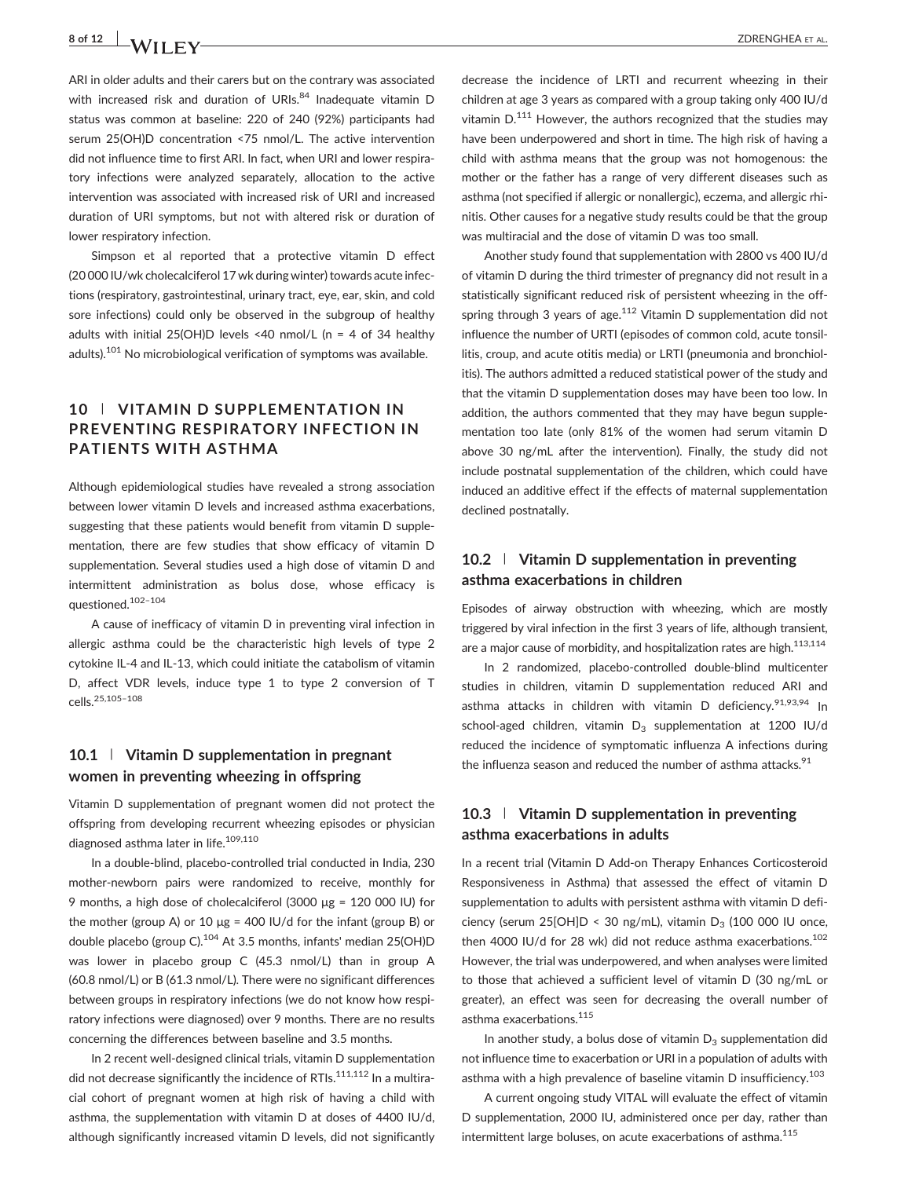ARI in older adults and their carers but on the contrary was associated with increased risk and duration of URIs.[84] Inadequate vitamin D status was common at baseline: 220 of 240 (92%) participants had serum 25(OH)D concentration <75 nmol/L. The active intervention did not influence time to first ARI. In fact, when URI and lower respiratory infections were analyzed separately, allocation to the active intervention was associated with increased risk of URI and increased duration of URI symptoms, but not with altered risk or duration of lower respiratory infection.

Simpson et al reported that a protective vitamin D effect (20 000 IU/wk cholecalciferol 17 wk during winter) towards acute infections (respiratory, gastrointestinal, urinary tract, eye, ear, skin, and cold sore infections) could only be observed in the subgroup of healthy adults with initial 25(OH)D levels <40 nmol/L (n = 4 of 34 healthy adults).[101] No microbiological verification of symptoms was available.

## 10 | VITAMIN D SUPPLEMENTATION IN PREVENTING RESPIRATORY INFECTION IN PATIENTS WITH ASTHMA

Although epidemiological studies have revealed a strong association between lower vitamin D levels and increased asthma exacerbations, suggesting that these patients would benefit from vitamin D supplementation, there are few studies that show efficacy of vitamin D supplementation. Several studies used a high dose of vitamin D and intermittent administration as bolus dose, whose efficacy is questioned.[102–104]

A cause of inefficacy of vitamin D in preventing viral infection in allergic asthma could be the characteristic high levels of type 2 cytokine IL-4 and IL-13, which could initiate the catabolism of vitamin D, affect VDR levels, induce type 1 to type 2 conversion of T cells.[25,105–108]

### 10.1 | Vitamin D supplementation in pregnant women in preventing wheezing in offspring

Vitamin D supplementation of pregnant women did not protect the offspring from developing recurrent wheezing episodes or physician diagnosed asthma later in life.[109,110]

In a double-blind, placebo-controlled trial conducted in India, 230 mother-newborn pairs were randomized to receive, monthly for 9 months, a high dose of cholecalciferol (3000 μg = 120 000 IU) for the mother (group A) or 10 μg = 400 IU/d for the infant (group B) or double placebo (group C).[104] At 3.5 months, infants' median 25(OH)D was lower in placebo group C (45.3 nmol/L) than in group A (60.8 nmol/L) or B (61.3 nmol/L). There were no significant differences between groups in respiratory infections (we do not know how respiratory infections were diagnosed) over 9 months. There are no results concerning the differences between baseline and 3.5 months.

In 2 recent well-designed clinical trials, vitamin D supplementation did not decrease significantly the incidence of RTIs.[111,112] In a multiracial cohort of pregnant women at high risk of having a child with asthma, the supplementation with vitamin D at doses of 4400 IU/d, although significantly increased vitamin D levels, did not significantly decrease the incidence of LRTI and recurrent wheezing in their children at age 3 years as compared with a group taking only 400 IU/d vitamin D.[111] However, the authors recognized that the studies may have been underpowered and short in time. The high risk of having a child with asthma means that the group was not homogenous: the mother or the father has a range of very different diseases such as asthma (not specified if allergic or nonallergic), eczema, and allergic rhinitis. Other causes for a negative study results could be that the group was multiracial and the dose of vitamin D was too small.

Another study found that supplementation with 2800 vs 400 IU/d of vitamin D during the third trimester of pregnancy did not result in a statistically significant reduced risk of persistent wheezing in the offspring through 3 years of age.[112] Vitamin D supplementation did not influence the number of URTI (episodes of common cold, acute tonsillitis, croup, and acute otitis media) or LRTI (pneumonia and bronchiolitis). The authors admitted a reduced statistical power of the study and that the vitamin D supplementation doses may have been too low. In addition, the authors commented that they may have begun supplementation too late (only 81% of the women had serum vitamin D above 30 ng/mL after the intervention). Finally, the study did not include postnatal supplementation of the children, which could have induced an additive effect if the effects of maternal supplementation declined postnatally.

### 10.2 | Vitamin D supplementation in preventing asthma exacerbations in children

Episodes of airway obstruction with wheezing, which are mostly triggered by viral infection in the first 3 years of life, although transient, are a major cause of morbidity, and hospitalization rates are high.[113,114]

In 2 randomized, placebo-controlled double-blind multicenter studies in children, vitamin D supplementation reduced ARI and asthma attacks in children with vitamin D deficiency.[91,93,94] In school-aged children, vitamin $D_3$ supplementation at 1200 IU/d reduced the incidence of symptomatic influenza A infections during the influenza season and reduced the number of asthma attacks.[91]

### 10.3 | Vitamin D supplementation in preventing asthma exacerbations in adults

In a recent trial (Vitamin D Add-on Therapy Enhances Corticosteroid Responsiveness in Asthma) that assessed the effect of vitamin D supplementation to adults with persistent asthma with vitamin D deficiency (serum 25[OH]D < 30 ng/mL), vitamin $D_3$ (100 000 IU once, then 4000 IU/d for 28 wk) did not reduce asthma exacerbations.[102] However, the trial was underpowered, and when analyses were limited to those that achieved a sufficient level of vitamin D (30 ng/mL or greater), an effect was seen for decreasing the overall number of asthma exacerbations.[115]

In another study, a bolus dose of vitamin $D_3$ supplementation did not influence time to exacerbation or URI in a population of adults with asthma with a high prevalence of baseline vitamin D insufficiency.[103]

A current ongoing study VITAL will evaluate the effect of vitamin D supplementation, 2000 IU, administered once per day, rather than intermittent large boluses, on acute exacerbations of asthma.[115]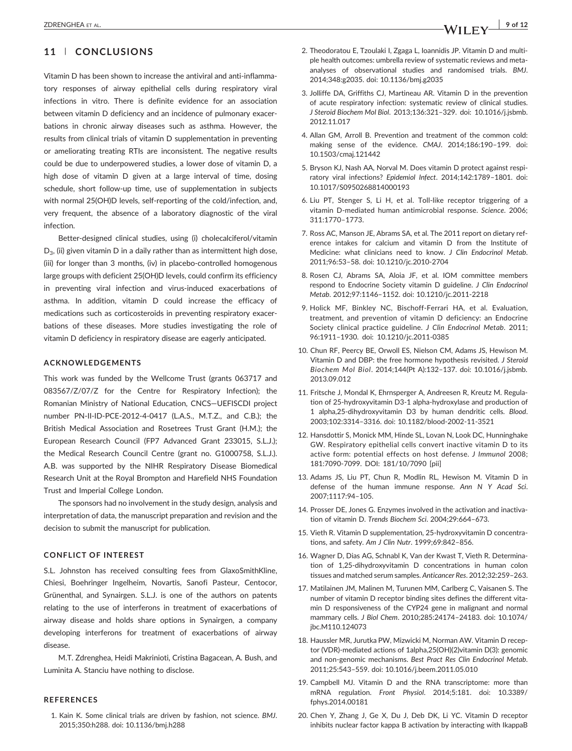## 11 | CONCLUSIONS

Vitamin D has been shown to increase the antiviral and anti-inflammatory responses of airway epithelial cells during respiratory viral infections in vitro. There is definite evidence for an association between vitamin D deficiency and an incidence of pulmonary exacerbations in chronic airway diseases such as asthma. However, the results from clinical trials of vitamin D supplementation in preventing or ameliorating treating RTIs are inconsistent. The negative results could be due to underpowered studies, a lower dose of vitamin D, a high dose of vitamin D given at a large interval of time, dosing schedule, short follow-up time, use of supplementation in subjects with normal 25(OH)D levels, self-reporting of the cold/infection, and, very frequent, the absence of a laboratory diagnostic of the viral infection.

Better-designed clinical studies, using (i) cholecalciferol/vitamin $D_3$, (ii) given vitamin D in a daily rather than as intermittent high dose, (iii) for longer than 3 months, (iv) in placebo-controlled homogenous large groups with deficient 25(OH)D levels, could confirm its efficiency in preventing viral infection and virus-induced exacerbations of asthma. In addition, vitamin D could increase the efficacy of medications such as corticosteroids in preventing respiratory exacerbations of these diseases. More studies investigating the role of vitamin D deficiency in respiratory disease are eagerly anticipated.

### ACKNOWLEDGEMENTS

This work was funded by the Wellcome Trust (grants 063717 and 083567/Z/07/Z for the Centre for Respiratory Infection); the Romanian Ministry of National Education, CNCS—UEFISCDI project number PN-II-ID-PCE-2012-4-0417 (L.A.S., M.T.Z., and C.B.); the British Medical Association and Rosetrees Trust Grant (H.M.); the European Research Council (FP7 Advanced Grant 233015, S.L.J.); the Medical Research Council Centre (grant no. G1000758, S.L.J.). A.B. was supported by the NIHR Respiratory Disease Biomedical Research Unit at the Royal Brompton and Harefield NHS Foundation Trust and Imperial College London.

The sponsors had no involvement in the study design, analysis and interpretation of data, the manuscript preparation and revision and the decision to submit the manuscript for publication.

### CONFLICT OF INTEREST

S.L. Johnston has received consulting fees from GlaxoSmithKline, Chiesi, Boehringer Ingelheim, Novartis, Sanofi Pasteur, Centocor, Grünenthal, and Synairgen. S.L.J. is one of the authors on patents relating to the use of interferons in treatment of exacerbations of airway disease and holds share options in Synairgen, a company developing interferons for treatment of exacerbations of airway disease.

M.T. Zdrenghea, Heidi Makrinioti, Cristina Bagacean, A. Bush, and Luminita A. Stanciu have nothing to disclose.

### REFERENCES

1. Kain K. Some clinical trials are driven by fashion, not science. *BMJ*. 2015;350:h288. doi: 10.1136/bmj.h288
2. Theodoratou E, Tzoulaki I, Zgaga L, Ioannidis JP. Vitamin D and multiple health outcomes: umbrella review of systematic reviews and meta-analyses of observational studies and randomised trials. *BMJ*. 2014;348:g2035. doi: 10.1136/bmj.g2035
3. Jolliffe DA, Griffiths CJ, Martineau AR. Vitamin D in the prevention of acute respiratory infection: systematic review of clinical studies. *J Steroid Biochem Mol Biol*. 2013;136:321–329. doi: 10.1016/j.jsbmb.2012.11.017
4. Allan GM, Arroll B. Prevention and treatment of the common cold: making sense of the evidence. *CMAJ*. 2014;186:190–199. doi: 10.1503/cmaj.121442
5. Bryson KJ, Nash AA, Norval M. Does vitamin D protect against respiratory viral infections? *Epidemiol Infect*. 2014;142:1789–1801. doi: 10.1017/S0950268814000193
6. Liu PT, Stenger S, Li H, et al. Toll-like receptor triggering of a vitamin D-mediated human antimicrobial response. *Science*. 2006; 311:1770–1773.
7. Ross AC, Manson JE, Abrams SA, et al. The 2011 report on dietary reference intakes for calcium and vitamin D from the Institute of Medicine: what clinicians need to know. *J Clin Endocrinol Metab*. 2011;96:53–58. doi: 10.1210/jc.2010-2704
8. Rosen CJ, Abrams SA, Aloia JF, et al. IOM committee members respond to Endocrine Society vitamin D guideline. *J Clin Endocrinol Metab*. 2012;97:1146–1152. doi: 10.1210/jc.2011-2218
9. Holick MF, Binkley NC, Bischoff-Ferrari HA, et al. Evaluation, treatment, and prevention of vitamin D deficiency: an Endocrine Society clinical practice guideline. *J Clin Endocrinol Metab*. 2011; 96:1911–1930. doi: 10.1210/jc.2011-0385
10. Chun RF, Peercy BE, Orwoll ES, Nielson CM, Adams JS, Hewison M. Vitamin D and DBP: the free hormone hypothesis revisited. *J Steroid Biochem Mol Biol*. 2014;144(Pt A):132–137. doi: 10.1016/j.jsbmb.2013.09.012
11. Fritsche J, Mondal K, Ehrnsperger A, Andreesen R, Kreutz M. Regulation of 25-hydroxyvitamin D3-1 alpha-hydroxylase and production of 1 alpha,25-dihydroxyvitamin D3 by human dendritic cells. *Blood*. 2003;102:3314–3316. doi: 10.1182/blood-2002-11-3521
12. Hansdottir S, Monick MM, Hinde SL, Lovan N, Look DC, Hunninghake GW. Respiratory epithelial cells convert inactive vitamin D to its active form: potential effects on host defense. *J Immunol* 2008; 181:7090-7099. DOI: 181/10/7090 [pii]
13. Adams JS, Liu PT, Chun R, Modlin RL, Hewison M. Vitamin D in defense of the human immune response. *Ann N Y Acad Sci*. 2007;1117:94–105.
14. Prosser DE, Jones G. Enzymes involved in the activation and inactivation of vitamin D. *Trends Biochem Sci*. 2004;29:664–673.
15. Vieth R. Vitamin D supplementation, 25-hydroxyvitamin D concentrations, and safety. *Am J Clin Nutr*. 1999;69:842–856.
16. Wagner D, Dias AG, Schnabl K, Van der Kwast T, Vieth R. Determination of 1,25-dihydroxyvitamin D concentrations in human colon tissues and matched serum samples. *Anticancer Res*. 2012;32:259–263.
17. Matilainen JM, Malinen M, Turunen MM, Carlberg C, Vaisanen S. The number of vitamin D receptor binding sites defines the different vitamin D responsiveness of the CYP24 gene in malignant and normal mammary cells. *J Biol Chem*. 2010;285:24174–24183. doi: 10.1074/jbc.M110.124073
18. Haussler MR, Jurutka PW, Mizwicki M, Norman AW. Vitamin D receptor (VDR)-mediated actions of 1alpha,25(OH)(2)vitamin D(3): genomic and non-genomic mechanisms. *Best Pract Res Clin Endocrinol Metab*. 2011;25:543–559. doi: 10.1016/j.beem.2011.05.010
19. Campbell MJ. Vitamin D and the RNA transcriptome: more than mRNA regulation. *Front Physiol*. 2014;5:181. doi: 10.3389/fphys.2014.00181
20. Chen Y, Zhang J, Ge X, Du J, Deb DK, Li YC. Vitamin D receptor inhibits nuclear factor kappa B activation by interacting with IkappaB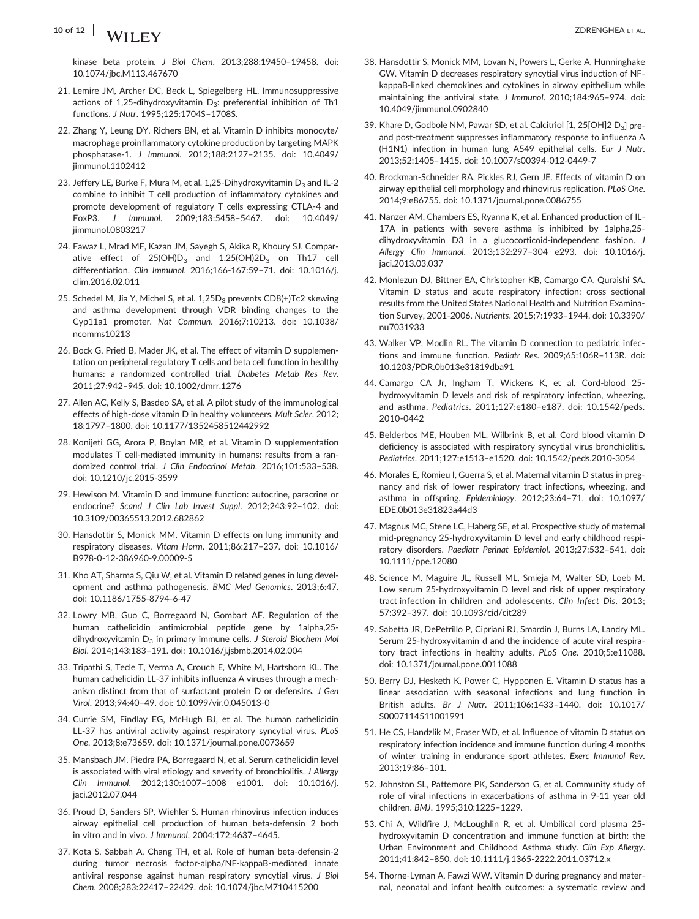kinase beta protein. *J Biol Chem*. 2013;288:19450–19458. doi: 10.1074/jbc.M113.467670

21. Lemire JM, Archer DC, Beck L, Spiegelberg HL. Immunosuppressive actions of 1,25-dihydroxyvitamin $D_3$: preferential inhibition of Th1 functions. *J Nutr*. 1995;125:1704S–1708S.
22. Zhang Y, Leung DY, Richers BN, et al. Vitamin D inhibits monocyte/macrophage proinflammatory cytokine production by targeting MAPK phosphatase-1. *J Immunol*. 2012;188:2127–2135. doi: 10.4049/jimmunol.1102412
23. Jeffery LE, Burke F, Mura M, et al. 1,25-Dihydroxyvitamin $D_3$ and IL-2 combine to inhibit T cell production of inflammatory cytokines and promote development of regulatory T cells expressing CTLA-4 and FoxP3. *J Immunol*. 2009;183:5458–5467. doi: 10.4049/jimmunol.0803217
24. Fawaz L, Mrad MF, Kazan JM, Sayegh S, Akika R, Khoury SJ. Comparative effect of $25(OH)D_3$ and $1,25(OH)2D_3$ on Th17 cell differentiation. *Clin Immunol*. 2016;166-167:59–71. doi: 10.1016/j.clim.2016.02.011
25. Schedel M, Jia Y, Michel S, et al. $1,25D_3$ prevents CD8(+)Tc2 skewing and asthma development through VDR binding changes to the Cyp11a1 promoter. *Nat Commun*. 2016;7:10213. doi: 10.1038/ncomms10213
26. Bock G, Prietl B, Mader JK, et al. The effect of vitamin D supplementation on peripheral regulatory T cells and beta cell function in healthy humans: a randomized controlled trial. *Diabetes Metab Res Rev*. 2011;27:942–945. doi: 10.1002/dmrr.1276
27. Allen AC, Kelly S, Basdeo SA, et al. A pilot study of the immunological effects of high-dose vitamin D in healthy volunteers. *Mult Scler*. 2012;18:1797–1800. doi: 10.1177/1352458512442992
28. Konijeti GG, Arora P, Boylan MR, et al. Vitamin D supplementation modulates T cell-mediated immunity in humans: results from a randomized control trial. *J Clin Endocrinol Metab*. 2016;101:533–538. doi: 10.1210/jc.2015-3599
29. Hewison M. Vitamin D and immune function: autocrine, paracrine or endocrine? *Scand J Clin Lab Invest Suppl*. 2012;243:92–102. doi: 10.3109/00365513.2012.682862
30. Hansdottir S, Monick MM. Vitamin D effects on lung immunity and respiratory diseases. *Vitam Horm*. 2011;86:217–237. doi: 10.1016/B978-0-12-386960-9.00009-5
31. Kho AT, Sharma S, Qiu W, et al. Vitamin D related genes in lung development and asthma pathogenesis. *BMC Med Genomics*. 2013;6:47. doi: 10.1186/1755-8794-6-47
32. Lowry MB, Guo C, Borregaard N, Gombart AF. Regulation of the human cathelicidin antimicrobial peptide gene by 1alpha,25-dihydroxyvitamin $D_3$ in primary immune cells. *J Steroid Biochem Mol Biol*. 2014;143:183–191. doi: 10.1016/j.jsbmb.2014.02.004
33. Tripathi S, Tecle T, Verma A, Crouch E, White M, Hartshorn KL. The human cathelicidin LL-37 inhibits influenza A viruses through a mechanism distinct from that of surfactant protein D or defensins. *J Gen Virol*. 2013;94:40–49. doi: 10.1099/vir.0.045013-0
34. Currie SM, Findlay EG, McHugh BJ, et al. The human cathelicidin LL-37 has antiviral activity against respiratory syncytial virus. *PLoS One*. 2013;8:e73659. doi: 10.1371/journal.pone.0073659
35. Mansbach JM, Piedra PA, Borregaard N, et al. Serum cathelicidin level is associated with viral etiology and severity of bronchiolitis. *J Allergy Clin Immunol*. 2012;130:1007–1008 e1001. doi: 10.1016/j.jaci.2012.07.044
36. Proud D, Sanders SP, Wiehler S. Human rhinovirus infection induces airway epithelial cell production of human beta-defensin 2 both in vitro and in vivo. *J Immunol*. 2004;172:4637–4645.
37. Kota S, Sabbah A, Chang TH, et al. Role of human beta-defensin-2 during tumor necrosis factor-alpha/NF-kappaB-mediated innate antiviral response against human respiratory syncytial virus. *J Biol Chem*. 2008;283:22417–22429. doi: 10.1074/jbc.M710415200
38. Hansdottir S, Monick MM, Lovan N, Powers L, Gerke A, Hunninghake GW. Vitamin D decreases respiratory syncytial virus induction of NF-kappaB-linked chemokines and cytokines in airway epithelium while maintaining the antiviral state. *J Immunol*. 2010;184:965–974. doi: 10.4049/jimmunol.0902840
39. Khare D, Godbole NM, Pawar SD, et al. Calcitriol [1, 25[OH]2 $D_3$] pre- and post-treatment suppresses inflammatory response to influenza A (H1N1) infection in human lung A549 epithelial cells. *Eur J Nutr*. 2013;52:1405–1415. doi: 10.1007/s00394-012-0449-7
40. Brockman-Schneider RA, Pickles RJ, Gern JE. Effects of vitamin D on airway epithelial cell morphology and rhinovirus replication. *PLoS One*. 2014;9:e86755. doi: 10.1371/journal.pone.0086755
41. Nanzer AM, Chambers ES, Ryanna K, et al. Enhanced production of IL-17A in patients with severe asthma is inhibited by 1alpha,25-dihydroxyvitamin D3 in a glucocorticoid-independent fashion. *J Allergy Clin Immunol*. 2013;132:297–304 e293. doi: 10.1016/j.jaci.2013.03.037
42. Monlezun DJ, Bittner EA, Christopher KB, Camargo CA, Quraishi SA. Vitamin D status and acute respiratory infection: cross sectional results from the United States National Health and Nutrition Examination Survey, 2001-2006. *Nutrients*. 2015;7:1933–1944. doi: 10.3390/nu7031933
43. Walker VP, Modlin RL. The vitamin D connection to pediatric infections and immune function. *Pediatr Res*. 2009;65:106R–113R. doi: 10.1203/PDR.0b013e31819dba91
44. Camargo CA Jr, Ingham T, Wickens K, et al. Cord-blood 25-hydroxyvitamin D levels and risk of respiratory infection, wheezing, and asthma. *Pediatrics*. 2011;127:e180–e187. doi: 10.1542/peds.2010-0442
45. Belderbos ME, Houben ML, Wilbrink B, et al. Cord blood vitamin D deficiency is associated with respiratory syncytial virus bronchiolitis. *Pediatrics*. 2011;127:e1513–e1520. doi: 10.1542/peds.2010-3054
46. Morales E, Romieu I, Guerra S, et al. Maternal vitamin D status in pregnancy and risk of lower respiratory tract infections, wheezing, and asthma in offspring. *Epidemiology*. 2012;23:64–71. doi: 10.1097/EDE.0b013e31823a44d3
47. Magnus MC, Stene LC, Haberg SE, et al. Prospective study of maternal mid-pregnancy 25-hydroxyvitamin D level and early childhood respiratory disorders. *Paediatr Perinat Epidemiol*. 2013;27:532–541. doi: 10.1111/ppe.12080
48. Science M, Maguire JL, Russell ML, Smieja M, Walter SD, Loeb M. Low serum 25-hydroxyvitamin D level and risk of upper respiratory tract infection in children and adolescents. *Clin Infect Dis*. 2013;57:392–397. doi: 10.1093/cid/cit289
49. Sabetta JR, DePetrillo P, Cipriani RJ, Smardin J, Burns LA, Landry ML. Serum 25-hydroxyvitamin d and the incidence of acute viral respiratory tract infections in healthy adults. *PLoS One*. 2010;5:e11088. doi: 10.1371/journal.pone.0011088
50. Berry DJ, Hesketh K, Power C, Hypponen E. Vitamin D status has a linear association with seasonal infections and lung function in British adults. *Br J Nutr*. 2011;106:1433–1440. doi: 10.1017/S0007114511001991
51. He CS, Handzlik M, Fraser WD, et al. Influence of vitamin D status on respiratory infection incidence and immune function during 4 months of winter training in endurance sport athletes. *Exerc Immunol Rev*. 2013;19:86–101.
52. Johnston SL, Pattemore PK, Sanderson G, et al. Community study of role of viral infections in exacerbations of asthma in 9-11 year old children. *BMJ*. 1995;310:1225–1229.
53. Chi A, Wildfire J, McLoughlin R, et al. Umbilical cord plasma 25-hydroxyvitamin D concentration and immune function at birth: the Urban Environment and Childhood Asthma study. *Clin Exp Allergy*. 2011;41:842–850. doi: 10.1111/j.1365-2222.2011.03712.x
54. Thorne-Lyman A, Fawzi WW. Vitamin D during pregnancy and maternal, neonatal and infant health outcomes: a systematic review and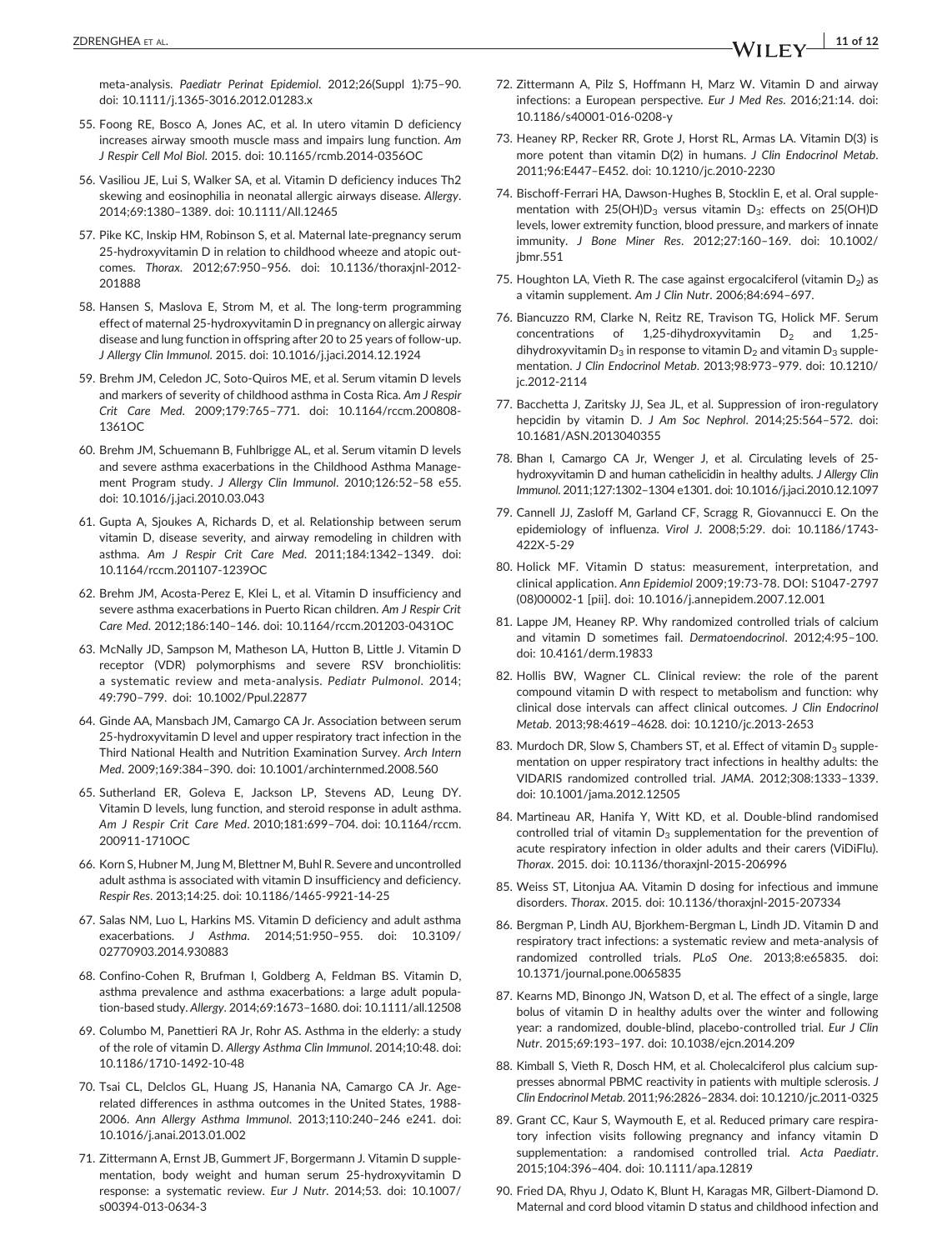meta-analysis. *Paediatr Perinat Epidemiol*. 2012;26(Suppl 1):75–90. doi: 10.1111/j.1365-3016.2012.01283.x

55. Foong RE, Bosco A, Jones AC, et al. In utero vitamin D deficiency increases airway smooth muscle mass and impairs lung function. *Am J Respir Cell Mol Biol*. 2015. doi: 10.1165/rcmb.2014-0356OC

56. Vasiliou JE, Lui S, Walker SA, et al. Vitamin D deficiency induces Th2 skewing and eosinophilia in neonatal allergic airways disease. *Allergy*. 2014;69:1380–1389. doi: 10.1111/All.12465

57. Pike KC, Inskip HM, Robinson S, et al. Maternal late-pregnancy serum 25-hydroxyvitamin D in relation to childhood wheeze and atopic outcomes. *Thorax*. 2012;67:950–956. doi: 10.1136/thoraxjnl-2012-201888

58. Hansen S, Maslova E, Strom M, et al. The long-term programming effect of maternal 25-hydroxyvitamin D in pregnancy on allergic airway disease and lung function in offspring after 20 to 25 years of follow-up. *J Allergy Clin Immunol*. 2015. doi: 10.1016/j.jaci.2014.12.1924

59. Brehm JM, Celedon JC, Soto-Quiros ME, et al. Serum vitamin D levels and markers of severity of childhood asthma in Costa Rica. *Am J Respir Crit Care Med*. 2009;179:765–771. doi: 10.1164/rccm.200808-1361OC

60. Brehm JM, Schuemann B, Fuhlbrigge AL, et al. Serum vitamin D levels and severe asthma exacerbations in the Childhood Asthma Management Program study. *J Allergy Clin Immunol*. 2010;126:52–58 e55. doi: 10.1016/j.jaci.2010.03.043

61. Gupta A, Sjoukes A, Richards D, et al. Relationship between serum vitamin D, disease severity, and airway remodeling in children with asthma. *Am J Respir Crit Care Med*. 2011;184:1342–1349. doi: 10.1164/rccm.201107-1239OC

62. Brehm JM, Acosta-Perez E, Klei L, et al. Vitamin D insufficiency and severe asthma exacerbations in Puerto Rican children. *Am J Respir Crit Care Med*. 2012;186:140–146. doi: 10.1164/rccm.201203-0431OC

63. McNally JD, Sampson M, Matheson LA, Hutton B, Little J. Vitamin D receptor (VDR) polymorphisms and severe RSV bronchiolitis: a systematic review and meta-analysis. *Pediatr Pulmonol*. 2014; 49:790–799. doi: 10.1002/Ppul.22877

64. Ginde AA, Mansbach JM, Camargo CA Jr. Association between serum 25-hydroxyvitamin D level and upper respiratory tract infection in the Third National Health and Nutrition Examination Survey. *Arch Intern Med*. 2009;169:384–390. doi: 10.1001/archinternmed.2008.560

65. Sutherland ER, Goleva E, Jackson LP, Stevens AD, Leung DY. Vitamin D levels, lung function, and steroid response in adult asthma. *Am J Respir Crit Care Med*. 2010;181:699–704. doi: 10.1164/rccm.200911-1710OC

66. Korn S, Hubner M, Jung M, Blettner M, Buhl R. Severe and uncontrolled adult asthma is associated with vitamin D insufficiency and deficiency. *Respir Res*. 2013;14:25. doi: 10.1186/1465-9921-14-25

67. Salas NM, Luo L, Harkins MS. Vitamin D deficiency and adult asthma exacerbations. *J Asthma*. 2014;51:950–955. doi: 10.3109/02770903.2014.930883

68. Confino-Cohen R, Brufman I, Goldberg A, Feldman BS. Vitamin D, asthma prevalence and asthma exacerbations: a large adult population-based study. *Allergy*. 2014;69:1673–1680. doi: 10.1111/all.12508

69. Columbo M, Panettieri RA Jr, Rohr AS. Asthma in the elderly: a study of the role of vitamin D. *Allergy Asthma Clin Immunol*. 2014;10:48. doi: 10.1186/1710-1492-10-48

70. Tsai CL, Delclos GL, Huang JS, Hanania NA, Camargo CA Jr. Age-related differences in asthma outcomes in the United States, 1988-2006. *Ann Allergy Asthma Immunol*. 2013;110:240–246 e241. doi: 10.1016/j.anai.2013.01.002

71. Zittermann A, Ernst JB, Gummert JF, Borgermann J. Vitamin D supplementation, body weight and human serum 25-hydroxyvitamin D response: a systematic review. *Eur J Nutr*. 2014;53. doi: 10.1007/s00394-013-0634-3

72. Zittermann A, Pilz S, Hoffmann H, Marz W. Vitamin D and airway infections: a European perspective. *Eur J Med Res*. 2016;21:14. doi: 10.1186/s40001-016-0208-y

73. Heaney RP, Recker RR, Grote J, Horst RL, Armas LA. Vitamin D(3) is more potent than vitamin D(2) in humans. *J Clin Endocrinol Metab*. 2011;96:E447–E452. doi: 10.1210/jc.2010-2230

74. Bischoff-Ferrari HA, Dawson-Hughes B, Stocklin E, et al. Oral supplementation with 25(OH)$D_3$ versus vitamin $D_3$: effects on 25(OH)D levels, lower extremity function, blood pressure, and markers of innate immunity. *J Bone Miner Res*. 2012;27:160–169. doi: 10.1002/jbmr.551

75. Houghton LA, Vieth R. The case against ergocalciferol (vitamin $D_2$) as a vitamin supplement. *Am J Clin Nutr*. 2006;84:694–697.

76. Biancuzzo RM, Clarke N, Reitz RE, Travison TG, Holick MF. Serum concentrations of 1,25-dihydroxyvitamin $D_2$ and 1,25-dihydroxyvitamin $D_3$ in response to vitamin $D_2$ and vitamin $D_3$ supplementation. *J Clin Endocrinol Metab*. 2013;98:973–979. doi: 10.1210/jc.2012-2114

77. Bacchetta J, Zaritsky JJ, Sea JL, et al. Suppression of iron-regulatory hepcidin by vitamin D. *J Am Soc Nephrol*. 2014;25:564–572. doi: 10.1681/ASN.2013040355

78. Bhan I, Camargo CA Jr, Wenger J, et al. Circulating levels of 25-hydroxyvitamin D and human cathelicidin in healthy adults. *J Allergy Clin Immunol*. 2011;127:1302–1304 e1301. doi: 10.1016/j.jaci.2010.12.1097

79. Cannell JJ, Zasloff M, Garland CF, Scragg R, Giovannucci E. On the epidemiology of influenza. *Virol J*. 2008;5:29. doi: 10.1186/1743-422X-5-29

80. Holick MF. Vitamin D status: measurement, interpretation, and clinical application. *Ann Epidemiol* 2009;19:73-78. DOI: S1047-2797(08)00002-1 [pii]. doi: 10.1016/j.annepidem.2007.12.001

81. Lappe JM, Heaney RP. Why randomized controlled trials of calcium and vitamin D sometimes fail. *Dermatoendocrinol*. 2012;4:95–100. doi: 10.4161/derm.19833

82. Hollis BW, Wagner CL. Clinical review: the role of the parent compound vitamin D with respect to metabolism and function: why clinical dose intervals can affect clinical outcomes. *J Clin Endocrinol Metab*. 2013;98:4619–4628. doi: 10.1210/jc.2013-2653

83. Murdoch DR, Slow S, Chambers ST, et al. Effect of vitamin $D_3$ supplementation on upper respiratory tract infections in healthy adults: the VIDARIS randomized controlled trial. *JAMA*. 2012;308:1333–1339. doi: 10.1001/jama.2012.12505

84. Martineau AR, Hanifa Y, Witt KD, et al. Double-blind randomised controlled trial of vitamin $D_3$ supplementation for the prevention of acute respiratory infection in older adults and their carers (ViDiFlu). *Thorax*. 2015. doi: 10.1136/thoraxjnl-2015-206996

85. Weiss ST, Litonjua AA. Vitamin D dosing for infectious and immune disorders. *Thorax*. 2015. doi: 10.1136/thoraxjnl-2015-207334

86. Bergman P, Lindh AU, Bjorkhem-Bergman L, Lindh JD. Vitamin D and respiratory tract infections: a systematic review and meta-analysis of randomized controlled trials. *PLoS One*. 2013;8:e65835. doi: 10.1371/journal.pone.0065835

87. Kearns MD, Binongo JN, Watson D, et al. The effect of a single, large bolus of vitamin D in healthy adults over the winter and following year: a randomized, double-blind, placebo-controlled trial. *Eur J Clin Nutr*. 2015;69:193–197. doi: 10.1038/ejcn.2014.209

88. Kimball S, Vieth R, Dosch HM, et al. Cholecalciferol plus calcium suppresses abnormal PBMC reactivity in patients with multiple sclerosis. *J Clin Endocrinol Metab*. 2011;96:2826–2834. doi: 10.1210/jc.2011-0325

89. Grant CC, Kaur S, Waymouth E, et al. Reduced primary care respiratory infection visits following pregnancy and infancy vitamin D supplementation: a randomised controlled trial. *Acta Paediatr*. 2015;104:396–404. doi: 10.1111/apa.12819

90. Fried DA, Rhyu J, Odato K, Blunt H, Karagas MR, Gilbert-Diamond D. Maternal and cord blood vitamin D status and childhood infection and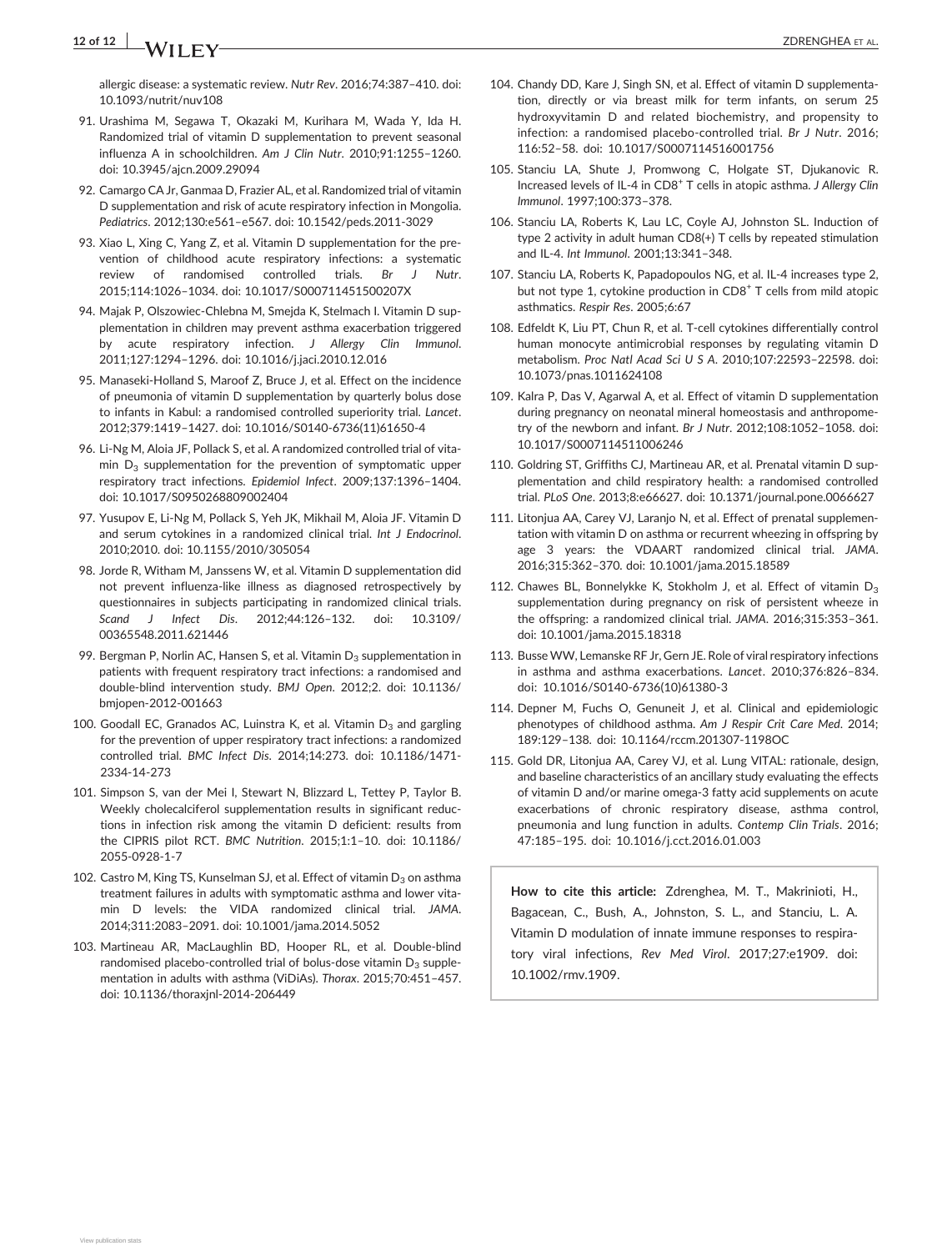allergic disease: a systematic review. *Nutr Rev*. 2016;74:387–410. doi: 10.1093/nutrit/nuv108

91. Urashima M, Segawa T, Okazaki M, Kurihara M, Wada Y, Ida H. Randomized trial of vitamin D supplementation to prevent seasonal influenza A in schoolchildren. *Am J Clin Nutr*. 2010;91:1255–1260. doi: 10.3945/ajcn.2009.29094
92. Camargo CA Jr, Ganmaa D, Frazier AL, et al. Randomized trial of vitamin D supplementation and risk of acute respiratory infection in Mongolia. *Pediatrics*. 2012;130:e561–e567. doi: 10.1542/peds.2011-3029
93. Xiao L, Xing C, Yang Z, et al. Vitamin D supplementation for the prevention of childhood acute respiratory infections: a systematic review of randomised controlled trials. *Br J Nutr*. 2015;114:1026–1034. doi: 10.1017/S000711451500207X
94. Majak P, Olszowiec-Chlebna M, Smejda K, Stelmach I. Vitamin D supplementation in children may prevent asthma exacerbation triggered by acute respiratory infection. *J Allergy Clin Immunol*. 2011;127:1294–1296. doi: 10.1016/j.jaci.2010.12.016
95. Manaseki-Holland S, Maroof Z, Bruce J, et al. Effect on the incidence of pneumonia of vitamin D supplementation by quarterly bolus dose to infants in Kabul: a randomised controlled superiority trial. *Lancet*. 2012;379:1419–1427. doi: 10.1016/S0140-6736(11)61650-4
96. Li-Ng M, Aloia JF, Pollack S, et al. A randomized controlled trial of vitamin $D_3$ supplementation for the prevention of symptomatic upper respiratory tract infections. *Epidemiol Infect*. 2009;137:1396–1404. doi: 10.1017/S0950268809002404
97. Yusupov E, Li-Ng M, Pollack S, Yeh JK, Mikhail M, Aloia JF. Vitamin D and serum cytokines in a randomized clinical trial. *Int J Endocrinol*. 2010;2010. doi: 10.1155/2010/305054
98. Jorde R, Witham M, Janssens W, et al. Vitamin D supplementation did not prevent influenza-like illness as diagnosed retrospectively by questionnaires in subjects participating in randomized clinical trials. *Scand J Infect Dis*. 2012;44:126–132. doi: 10.3109/00365548.2011.621446
99. Bergman P, Norlin AC, Hansen S, et al. Vitamin $D_3$ supplementation in patients with frequent respiratory tract infections: a randomised and double-blind intervention study. *BMJ Open*. 2012;2. doi: 10.1136/bmjopen-2012-001663
100. Goodall EC, Granados AC, Luinstra K, et al. Vitamin $D_3$ and gargling for the prevention of upper respiratory tract infections: a randomized controlled trial. *BMC Infect Dis*. 2014;14:273. doi: 10.1186/1471-2334-14-273
101. Simpson S, van der Mei I, Stewart N, Blizzard L, Tettey P, Taylor B. Weekly cholecalciferol supplementation results in significant reductions in infection risk among the vitamin D deficient: results from the CIPRIS pilot RCT. *BMC Nutrition*. 2015;1:1–10. doi: 10.1186/2055-0928-1-7
102. Castro M, King TS, Kunselman SJ, et al. Effect of vitamin $D_3$ on asthma treatment failures in adults with symptomatic asthma and lower vitamin D levels: the VIDA randomized clinical trial. *JAMA*. 2014;311:2083–2091. doi: 10.1001/jama.2014.5052
103. Martineau AR, MacLaughlin BD, Hooper RL, et al. Double-blind randomised placebo-controlled trial of bolus-dose vitamin $D_3$ supplementation in adults with asthma (ViDiAs). *Thorax*. 2015;70:451–457. doi: 10.1136/thoraxjnl-2014-206449
104. Chandy DD, Kare J, Singh SN, et al. Effect of vitamin D supplementation, directly or via breast milk for term infants, on serum 25 hydroxyvitamin D and related biochemistry, and propensity to infection: a randomised placebo-controlled trial. *Br J Nutr*. 2016;116:52–58. doi: 10.1017/S0007114516001756
105. Stanciu LA, Shute J, Promwong C, Holgate ST, Djukanovic R. Increased levels of IL-4 in $CD8^+$ T cells in atopic asthma. *J Allergy Clin Immunol*. 1997;100:373–378.
106. Stanciu LA, Roberts K, Lau LC, Coyle AJ, Johnston SL. Induction of type 2 activity in adult human CD8(+) T cells by repeated stimulation and IL-4. *Int Immunol*. 2001;13:341–348.
107. Stanciu LA, Roberts K, Papadopoulos NG, et al. IL-4 increases type 2, but not type 1, cytokine production in $CD8^+$ T cells from mild atopic asthmatics. *Respir Res*. 2005;6:67
108. Edfeldt K, Liu PT, Chun R, et al. T-cell cytokines differentially control human monocyte antimicrobial responses by regulating vitamin D metabolism. *Proc Natl Acad Sci U S A*. 2010;107:22593–22598. doi: 10.1073/pnas.1011624108
109. Kalra P, Das V, Agarwal A, et al. Effect of vitamin D supplementation during pregnancy on neonatal mineral homeostasis and anthropometry of the newborn and infant. *Br J Nutr*. 2012;108:1052–1058. doi: 10.1017/S0007114511006246
110. Goldring ST, Griffiths CJ, Martineau AR, et al. Prenatal vitamin D supplementation and child respiratory health: a randomised controlled trial. *PLoS One*. 2013;8:e66627. doi: 10.1371/journal.pone.0066627
111. Litonjua AA, Carey VJ, Laranjo N, et al. Effect of prenatal supplementation with vitamin D on asthma or recurrent wheezing in offspring by age 3 years: the VDAART randomized clinical trial. *JAMA*. 2016;315:362–370. doi: 10.1001/jama.2015.18589
112. Chawes BL, Bonnelykke K, Stokholm J, et al. Effect of vitamin $D_3$ supplementation during pregnancy on risk of persistent wheeze in the offspring: a randomized clinical trial. *JAMA*. 2016;315:353–361. doi: 10.1001/jama.2015.18318
113. Busse WW, Lemanske RF Jr, Gern JE. Role of viral respiratory infections in asthma and asthma exacerbations. *Lancet*. 2010;376:826–834. doi: 10.1016/S0140-6736(10)61380-3
114. Depner M, Fuchs O, Genuneit J, et al. Clinical and epidemiologic phenotypes of childhood asthma. *Am J Respir Crit Care Med*. 2014;189:129–138. doi: 10.1164/rccm.201307-1198OC
115. Gold DR, Litonjua AA, Carey VJ, et al. Lung VITAL: rationale, design, and baseline characteristics of an ancillary study evaluating the effects of vitamin D and/or marine omega-3 fatty acid supplements on acute exacerbations of chronic respiratory disease, asthma control, pneumonia and lung function in adults. *Contemp Clin Trials*. 2016;47:185–195. doi: 10.1016/j.cct.2016.01.003

**How to cite this article:** Zdrenghea, M. T., Makrinioti, H., Bagacean, C., Bush, A., Johnston, S. L., and Stanciu, L. A. Vitamin D modulation of innate immune responses to respiratory viral infections, *Rev Med Virol*. 2017;27:e1909. doi: 10.1002/rmv.1909.